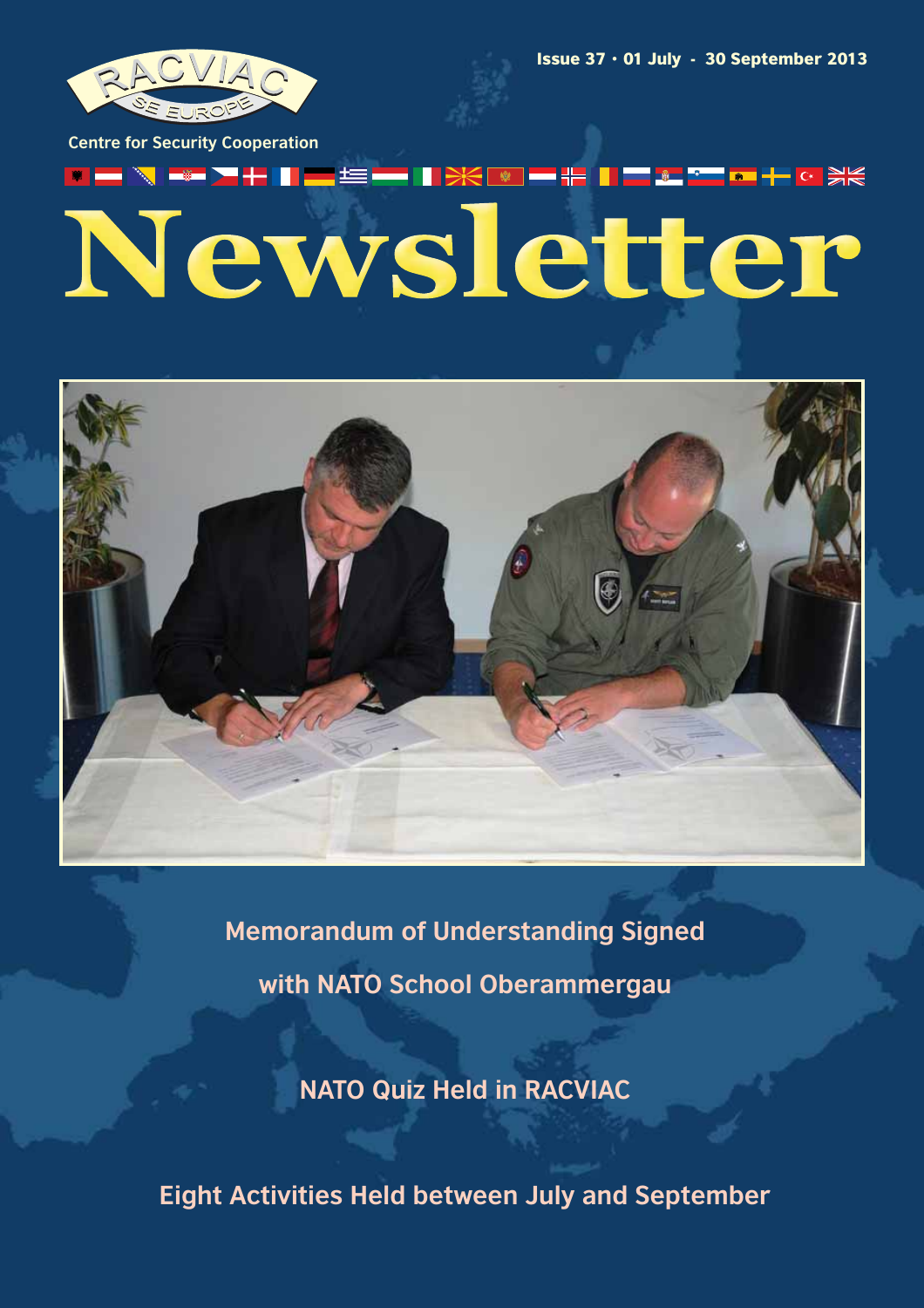RACVIAC SE EUROPE

Centre for Security Cooperation

Issue 37 · 01 July - 30 September 2013

# Newsletter

## Memorandum of Understanding Signed with NATO School Oberammergau

## NATO Quiz Held in RACVIAC

## Eight Activities Held between July and September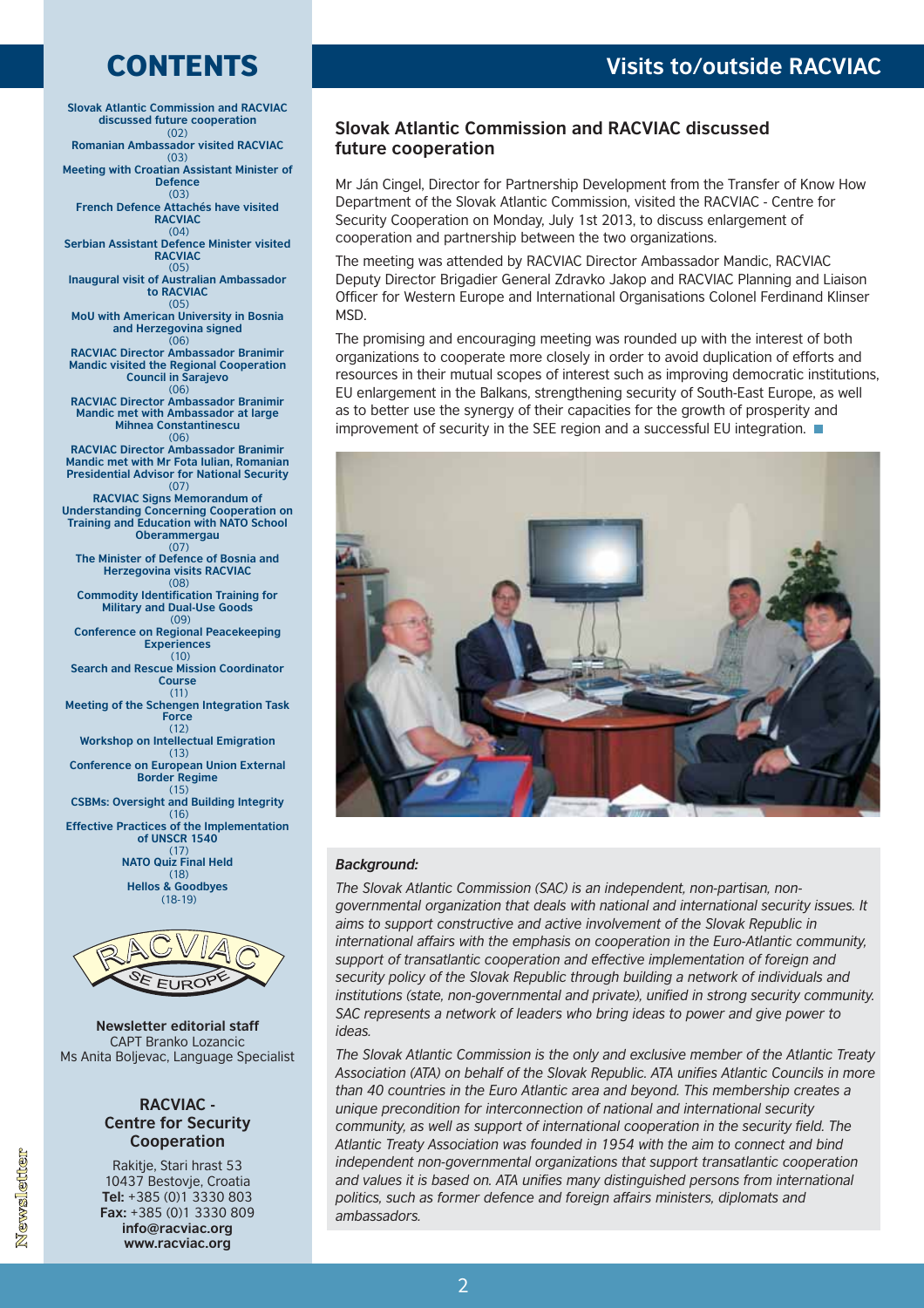# CONTENTS

Slovak Atlantic Commission and RACVIAC discussed future cooperation (02)
Romanian Ambassador visited RACVIAC (03)
Meeting with Croatian Assistant Minister of Defence (03)
French Defence Attachés have visited RACVIAC (04)
Serbian Assistant Defence Minister visited RACVIAC (05)
Inaugural visit of Australian Ambassador to RACVIAC (05)
MoU with American University in Bosnia and Herzegovina signed (06)
RACVIAC Director Ambassador Branimir Mandic visited the Regional Cooperation Council in Sarajevo (06)
RACVIAC Director Ambassador Branimir Mandic met with Ambassador at large Mihnea Constantinescu (06)
RACVIAC Director Ambassador Branimir Mandic met with Mr Fota Iulian, Romanian Presidential Advisor for National Security (07)
RACVIAC Signs Memorandum of Understanding Concerning Cooperation on Training and Education with NATO School Oberammergau (07)
The Minister of Defence of Bosnia and Herzegovina visits RACVIAC (08)
Commodity Identification Training for Military and Dual-Use Goods (09)
Conference on Regional Peacekeeping Experiences (10)
Search and Rescue Mission Coordinator Course (11)
Meeting of the Schengen Integration Task Force (12)
Workshop on Intellectual Emigration (13)
Conference on European Union External Border Regime (15)
CSBMs: Oversight and Building Integrity (16)
Effective Practices of the Implementation of UNSCR 1540 (17)
NATO Quiz Final Held (18)
Hellos & Goodbyes (18-19)

**Newsletter editorial staff**
CAPT Branko Lozancic
Ms Anita Boljevac, Language Specialist

**RACVIAC - Centre for Security Cooperation**

Rakitje, Stari hrast 53
10437 Bestovje, Croatia
**Tel:** +385 (0)1 3330 803
**Fax:** +385 (0)1 3330 809
**info@racviac.org**
**www.racviac.org**

# Visits to/outside RACVIAC

## Slovak Atlantic Commission and RACVIAC discussed future cooperation

Mr Ján Cingel, Director for Partnership Development from the Transfer of Know How Department of the Slovak Atlantic Commission, visited the RACVIAC - Centre for Security Cooperation on Monday, July 1st 2013, to discuss enlargement of cooperation and partnership between the two organizations.

The meeting was attended by RACVIAC Director Ambassador Mandic, RACVIAC Deputy Director Brigadier General Zdravko Jakop and RACVIAC Planning and Liaison Officer for Western Europe and International Organisations Colonel Ferdinand Klinser MSD.

The promising and encouraging meeting was rounded up with the interest of both organizations to cooperate more closely in order to avoid duplication of efforts and resources in their mutual scopes of interest such as improving democratic institutions, EU enlargement in the Balkans, strengthening security of South-East Europe, as well as to better use the synergy of their capacities for the growth of prosperity and improvement of security in the SEE region and a successful EU integration.

***Background:***

*The Slovak Atlantic Commission (SAC) is an independent, non-partisan, non-governmental organization that deals with national and international security issues. It aims to support constructive and active involvement of the Slovak Republic in international affairs with the emphasis on cooperation in the Euro-Atlantic community, support of transatlantic cooperation and effective implementation of foreign and security policy of the Slovak Republic through building a network of individuals and institutions (state, non-governmental and private), unified in strong security community. SAC represents a network of leaders who bring ideas to power and give power to ideas.*

*The Slovak Atlantic Commission is the only and exclusive member of the Atlantic Treaty Association (ATA) on behalf of the Slovak Republic. ATA unifies Atlantic Councils in more than 40 countries in the Euro Atlantic area and beyond. This membership creates a unique precondition for interconnection of national and international security community, as well as support of international cooperation in the security field. The Atlantic Treaty Association was founded in 1954 with the aim to connect and bind independent non-governmental organizations that support transatlantic cooperation and values it is based on. ATA unifies many distinguished persons from international politics, such as former defence and foreign affairs ministers, diplomats and ambassadors.*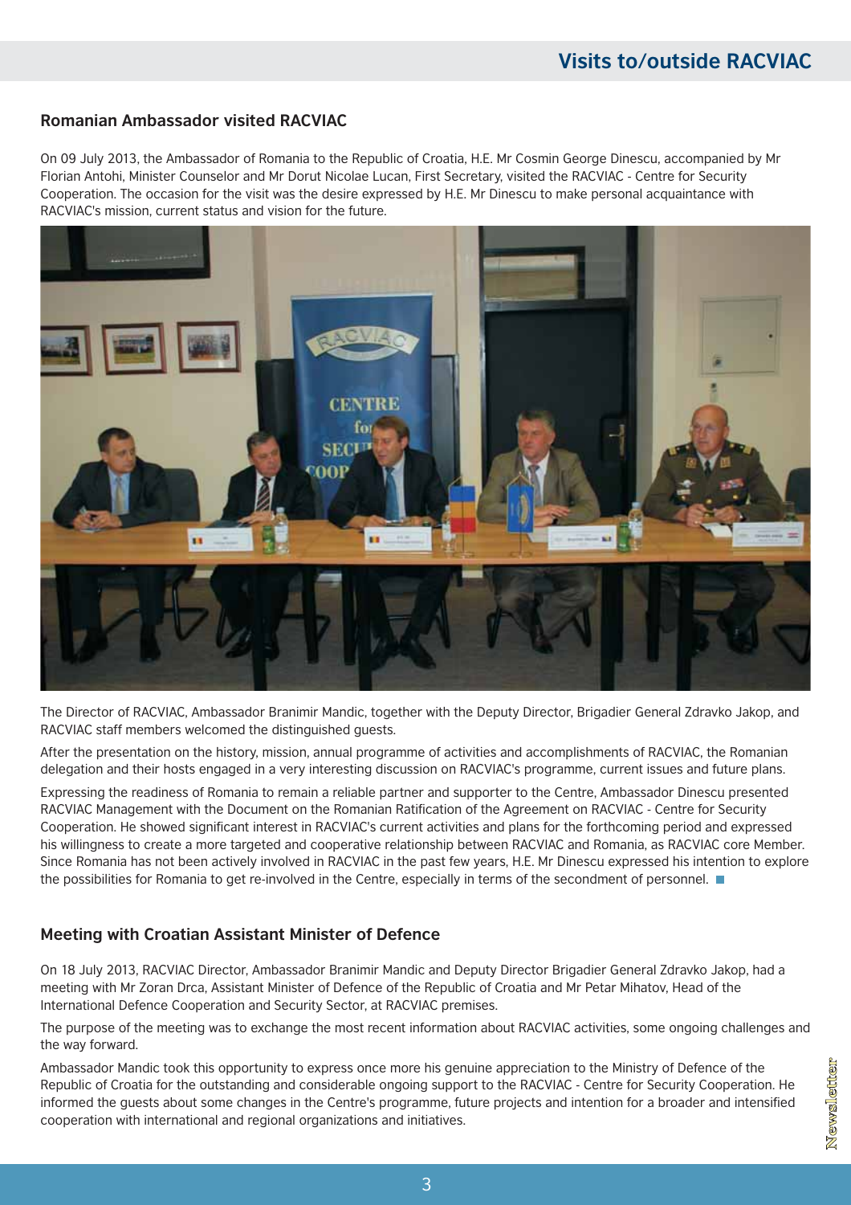## Romanian Ambassador visited RACVIAC

On 09 July 2013, the Ambassador of Romania to the Republic of Croatia, H.E. Mr Cosmin George Dinescu, accompanied by Mr Florian Antohi, Minister Counselor and Mr Dorut Nicolae Lucan, First Secretary, visited the RACVIAC - Centre for Security Cooperation. The occasion for the visit was the desire expressed by H.E. Mr Dinescu to make personal acquaintance with RACVIAC's mission, current status and vision for the future.

The Director of RACVIAC, Ambassador Branimir Mandic, together with the Deputy Director, Brigadier General Zdravko Jakop, and RACVIAC staff members welcomed the distinguished guests.

After the presentation on the history, mission, annual programme of activities and accomplishments of RACVIAC, the Romanian delegation and their hosts engaged in a very interesting discussion on RACVIAC's programme, current issues and future plans.

Expressing the readiness of Romania to remain a reliable partner and supporter to the Centre, Ambassador Dinescu presented RACVIAC Management with the Document on the Romanian Ratification of the Agreement on RACVIAC - Centre for Security Cooperation. He showed significant interest in RACVIAC's current activities and plans for the forthcoming period and expressed his willingness to create a more targeted and cooperative relationship between RACVIAC and Romania, as RACVIAC core Member. Since Romania has not been actively involved in RACVIAC in the past few years, H.E. Mr Dinescu expressed his intention to explore the possibilities for Romania to get re-involved in the Centre, especially in terms of the secondment of personnel.

## Meeting with Croatian Assistant Minister of Defence

On 18 July 2013, RACVIAC Director, Ambassador Branimir Mandic and Deputy Director Brigadier General Zdravko Jakop, had a meeting with Mr Zoran Drca, Assistant Minister of Defence of the Republic of Croatia and Mr Petar Mihatov, Head of the International Defence Cooperation and Security Sector, at RACVIAC premises.

The purpose of the meeting was to exchange the most recent information about RACVIAC activities, some ongoing challenges and the way forward.

Ambassador Mandic took this opportunity to express once more his genuine appreciation to the Ministry of Defence of the Republic of Croatia for the outstanding and considerable ongoing support to the RACVIAC - Centre for Security Cooperation. He informed the guests about some changes in the Centre's programme, future projects and intention for a broader and intensified cooperation with international and regional organizations and initiatives.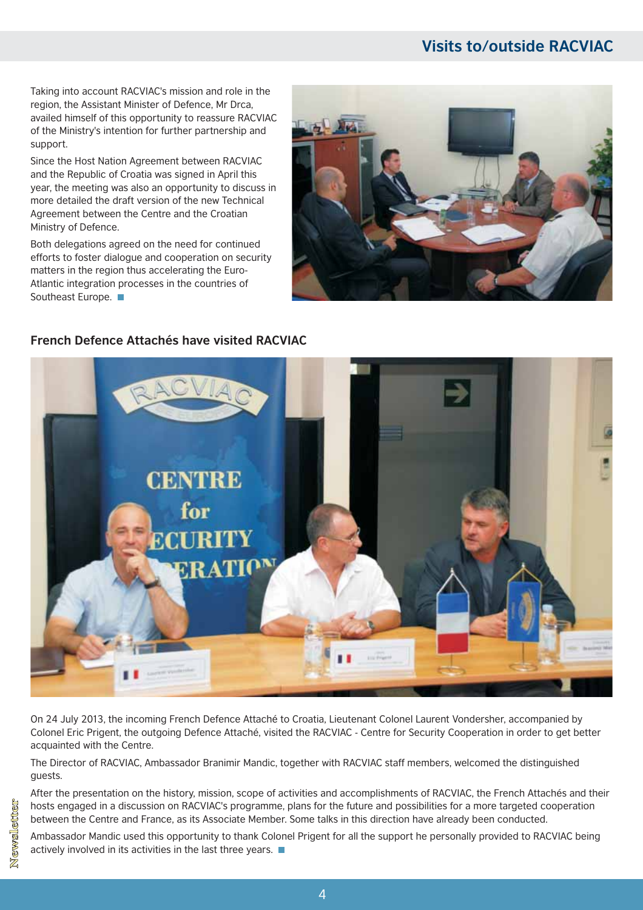Taking into account RACVIAC's mission and role in the region, the Assistant Minister of Defence, Mr Drca, availed himself of this opportunity to reassure RACVIAC of the Ministry's intention for further partnership and support.

Since the Host Nation Agreement between RACVIAC and the Republic of Croatia was signed in April this year, the meeting was also an opportunity to discuss in more detailed the draft version of the new Technical Agreement between the Centre and the Croatian Ministry of Defence.

Both delegations agreed on the need for continued efforts to foster dialogue and cooperation on security matters in the region thus accelerating the Euro-Atlantic integration processes in the countries of Southeast Europe.

## French Defence Attachés have visited RACVIAC

On 24 July 2013, the incoming French Defence Attaché to Croatia, Lieutenant Colonel Laurent Vondersher, accompanied by Colonel Eric Prigent, the outgoing Defence Attaché, visited the RACVIAC - Centre for Security Cooperation in order to get better acquainted with the Centre.

The Director of RACVIAC, Ambassador Branimir Mandic, together with RACVIAC staff members, welcomed the distinguished guests.

After the presentation on the history, mission, scope of activities and accomplishments of RACVIAC, the French Attachés and their hosts engaged in a discussion on RACVIAC's programme, plans for the future and possibilities for a more targeted cooperation between the Centre and France, as its Associate Member. Some talks in this direction have already been conducted.

Ambassador Mandic used this opportunity to thank Colonel Prigent for all the support he personally provided to RACVIAC being actively involved in its activities in the last three years.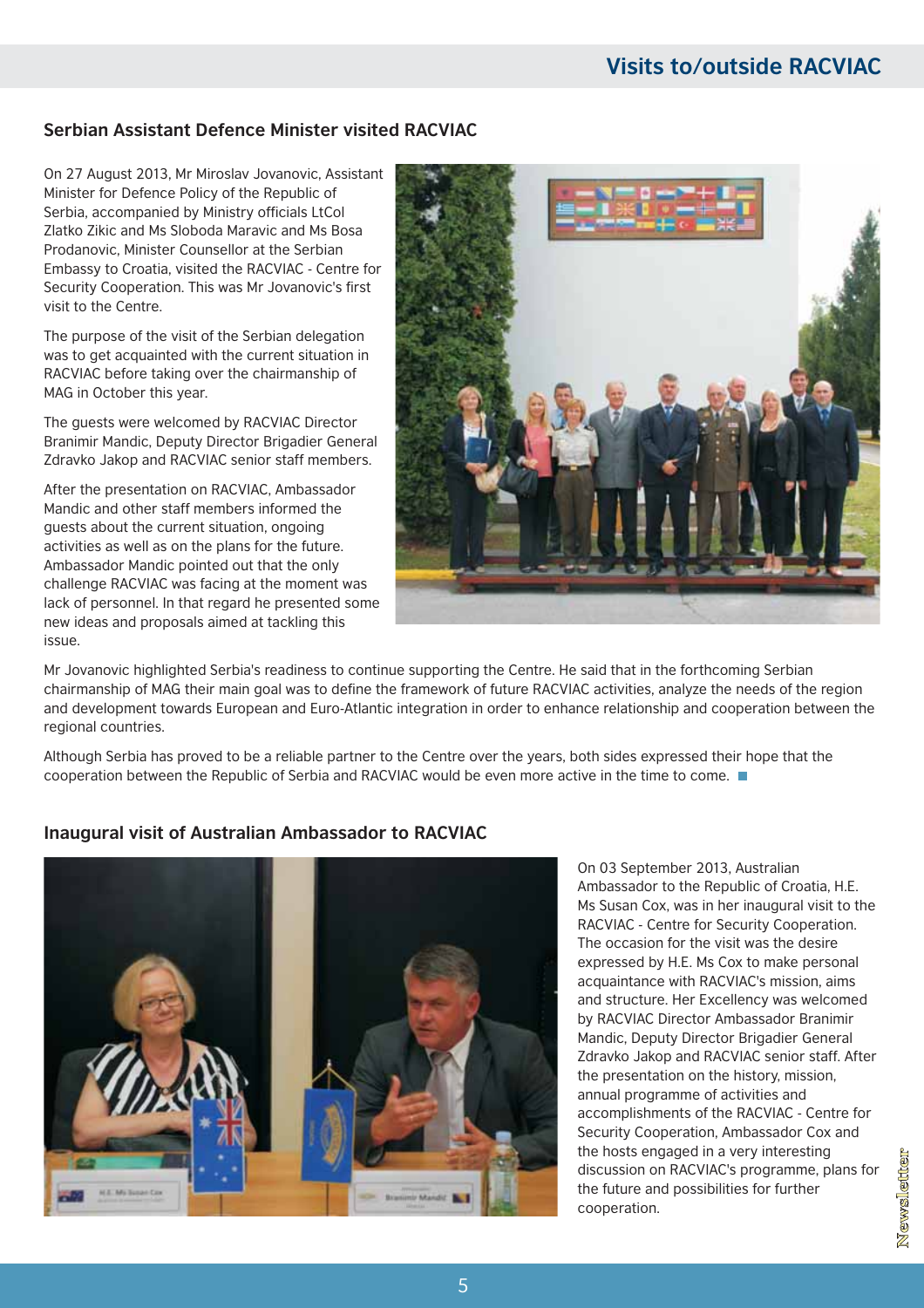# Visits to/outside RACVIAC

## Serbian Assistant Defence Minister visited RACVIAC

On 27 August 2013, Mr Miroslav Jovanovic, Assistant Minister for Defence Policy of the Republic of Serbia, accompanied by Ministry officials LtCol Zlatko Zikic and Ms Sloboda Maravic and Ms Bosa Prodanovic, Minister Counsellor at the Serbian Embassy to Croatia, visited the RACVIAC - Centre for Security Cooperation. This was Mr Jovanovic's first visit to the Centre.

The purpose of the visit of the Serbian delegation was to get acquainted with the current situation in RACVIAC before taking over the chairmanship of MAG in October this year.

The guests were welcomed by RACVIAC Director Branimir Mandic, Deputy Director Brigadier General Zdravko Jakop and RACVIAC senior staff members.

After the presentation on RACVIAC, Ambassador Mandic and other staff members informed the guests about the current situation, ongoing activities as well as on the plans for the future. Ambassador Mandic pointed out that the only challenge RACVIAC was facing at the moment was lack of personnel. In that regard he presented some new ideas and proposals aimed at tackling this issue.

Mr Jovanovic highlighted Serbia's readiness to continue supporting the Centre. He said that in the forthcoming Serbian chairmanship of MAG their main goal was to define the framework of future RACVIAC activities, analyze the needs of the region and development towards European and Euro-Atlantic integration in order to enhance relationship and cooperation between the regional countries.

Although Serbia has proved to be a reliable partner to the Centre over the years, both sides expressed their hope that the cooperation between the Republic of Serbia and RACVIAC would be even more active in the time to come.

## Inaugural visit of Australian Ambassador to RACVIAC

On 03 September 2013, Australian Ambassador to the Republic of Croatia, H.E. Ms Susan Cox, was in her inaugural visit to the RACVIAC - Centre for Security Cooperation. The occasion for the visit was the desire expressed by H.E. Ms Cox to make personal acquaintance with RACVIAC's mission, aims and structure. Her Excellency was welcomed by RACVIAC Director Ambassador Branimir Mandic, Deputy Director Brigadier General Zdravko Jakop and RACVIAC senior staff. After the presentation on the history, mission, annual programme of activities and accomplishments of the RACVIAC - Centre for Security Cooperation, Ambassador Cox and the hosts engaged in a very interesting discussion on RACVIAC's programme, plans for the future and possibilities for further cooperation.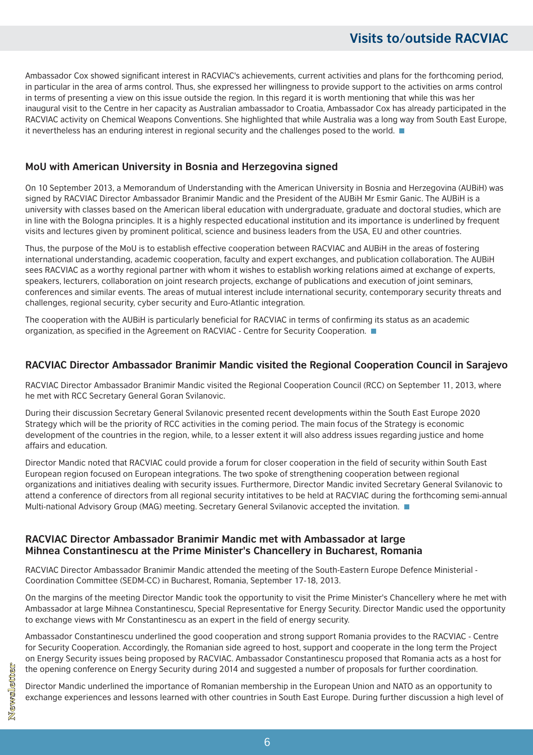Ambassador Cox showed significant interest in RACVIAC's achievements, current activities and plans for the forthcoming period, in particular in the area of arms control. Thus, she expressed her willingness to provide support to the activities on arms control in terms of presenting a view on this issue outside the region. In this regard it is worth mentioning that while this was her inaugural visit to the Centre in her capacity as Australian ambassador to Croatia, Ambassador Cox has already participated in the RACVIAC activity on Chemical Weapons Conventions. She highlighted that while Australia was a long way from South East Europe, it nevertheless has an enduring interest in regional security and the challenges posed to the world.

### MoU with American University in Bosnia and Herzegovina signed

On 10 September 2013, a Memorandum of Understanding with the American University in Bosnia and Herzegovina (AUBiH) was signed by RACVIAC Director Ambassador Branimir Mandic and the President of the AUBiH Mr Esmir Ganic. The AUBiH is a university with classes based on the American liberal education with undergraduate, graduate and doctoral studies, which are in line with the Bologna principles. It is a highly respected educational institution and its importance is underlined by frequent visits and lectures given by prominent political, science and business leaders from the USA, EU and other countries.

Thus, the purpose of the MoU is to establish effective cooperation between RACVIAC and AUBiH in the areas of fostering international understanding, academic cooperation, faculty and expert exchanges, and publication collaboration. The AUBiH sees RACVIAC as a worthy regional partner with whom it wishes to establish working relations aimed at exchange of experts, speakers, lecturers, collaboration on joint research projects, exchange of publications and execution of joint seminars, conferences and similar events. The areas of mutual interest include international security, contemporary security threats and challenges, regional security, cyber security and Euro-Atlantic integration.

The cooperation with the AUBiH is particularly beneficial for RACVIAC in terms of confirming its status as an academic organization, as specified in the Agreement on RACVIAC - Centre for Security Cooperation.

### RACVIAC Director Ambassador Branimir Mandic visited the Regional Cooperation Council in Sarajevo

RACVIAC Director Ambassador Branimir Mandic visited the Regional Cooperation Council (RCC) on September 11, 2013, where he met with RCC Secretary General Goran Svilanovic.

During their discussion Secretary General Svilanovic presented recent developments within the South East Europe 2020 Strategy which will be the priority of RCC activities in the coming period. The main focus of the Strategy is economic development of the countries in the region, while, to a lesser extent it will also address issues regarding justice and home affairs and education.

Director Mandic noted that RACVIAC could provide a forum for closer cooperation in the field of security within South East European region focused on European integrations. The two spoke of strengthening cooperation between regional organizations and initiatives dealing with security issues. Furthermore, Director Mandic invited Secretary General Svilanovic to attend a conference of directors from all regional security intitatives to be held at RACVIAC during the forthcoming semi-annual Multi-national Advisory Group (MAG) meeting. Secretary General Svilanovic accepted the invitation.

### RACVIAC Director Ambassador Branimir Mandic met with Ambassador at large Mihnea Constantinescu at the Prime Minister's Chancellery in Bucharest, Romania

RACVIAC Director Ambassador Branimir Mandic attended the meeting of the South-Eastern Europe Defence Ministerial - Coordination Committee (SEDM-CC) in Bucharest, Romania, September 17-18, 2013.

On the margins of the meeting Director Mandic took the opportunity to visit the Prime Minister's Chancellery where he met with Ambassador at large Mihnea Constantinescu, Special Representative for Energy Security. Director Mandic used the opportunity to exchange views with Mr Constantinescu as an expert in the field of energy security.

Ambassador Constantinescu underlined the good cooperation and strong support Romania provides to the RACVIAC - Centre for Security Cooperation. Accordingly, the Romanian side agreed to host, support and cooperate in the long term the Project on Energy Security issues being proposed by RACVIAC. Ambassador Constantinescu proposed that Romania acts as a host for the opening conference on Energy Security during 2014 and suggested a number of proposals for further coordination.

Director Mandic underlined the importance of Romanian membership in the European Union and NATO as an opportunity to exchange experiences and lessons learned with other countries in South East Europe. During further discussion a high level of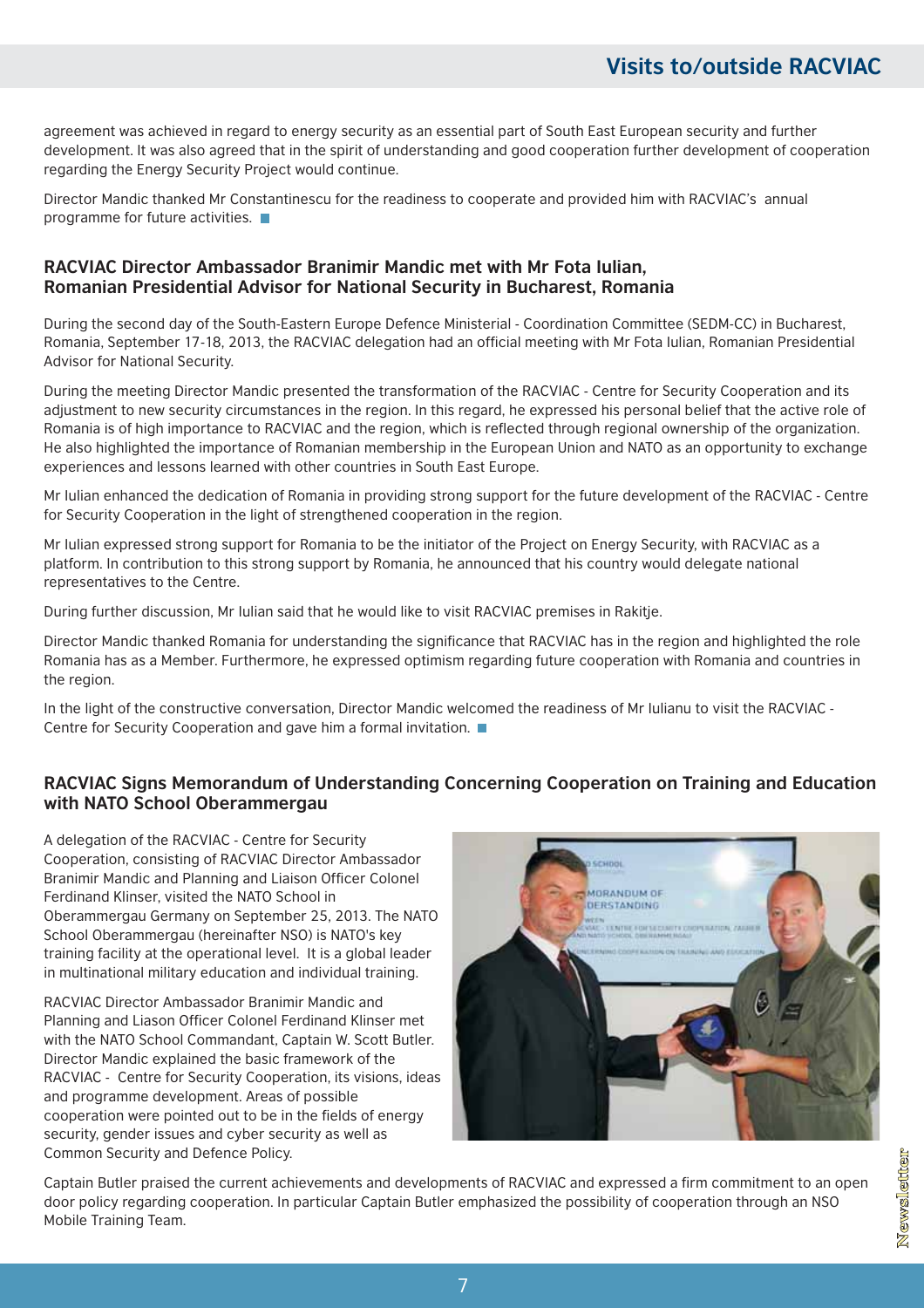agreement was achieved in regard to energy security as an essential part of South East European security and further development. It was also agreed that in the spirit of understanding and good cooperation further development of cooperation regarding the Energy Security Project would continue.

Director Mandic thanked Mr Constantinescu for the readiness to cooperate and provided him with RACVIAC's annual programme for future activities.

### RACVIAC Director Ambassador Branimir Mandic met with Mr Fota Iulian, Romanian Presidential Advisor for National Security in Bucharest, Romania

During the second day of the South-Eastern Europe Defence Ministerial - Coordination Committee (SEDM-CC) in Bucharest, Romania, September 17-18, 2013, the RACVIAC delegation had an official meeting with Mr Fota Iulian, Romanian Presidential Advisor for National Security.

During the meeting Director Mandic presented the transformation of the RACVIAC - Centre for Security Cooperation and its adjustment to new security circumstances in the region. In this regard, he expressed his personal belief that the active role of Romania is of high importance to RACVIAC and the region, which is reflected through regional ownership of the organization. He also highlighted the importance of Romanian membership in the European Union and NATO as an opportunity to exchange experiences and lessons learned with other countries in South East Europe.

Mr Iulian enhanced the dedication of Romania in providing strong support for the future development of the RACVIAC - Centre for Security Cooperation in the light of strengthened cooperation in the region.

Mr Iulian expressed strong support for Romania to be the initiator of the Project on Energy Security, with RACVIAC as a platform. In contribution to this strong support by Romania, he announced that his country would delegate national representatives to the Centre.

During further discussion, Mr Iulian said that he would like to visit RACVIAC premises in Rakitje.

Director Mandic thanked Romania for understanding the significance that RACVIAC has in the region and highlighted the role Romania has as a Member. Furthermore, he expressed optimism regarding future cooperation with Romania and countries in the region.

In the light of the constructive conversation, Director Mandic welcomed the readiness of Mr Iulianu to visit the RACVIAC - Centre for Security Cooperation and gave him a formal invitation.

### RACVIAC Signs Memorandum of Understanding Concerning Cooperation on Training and Education with NATO School Oberammergau

A delegation of the RACVIAC - Centre for Security Cooperation, consisting of RACVIAC Director Ambassador Branimir Mandic and Planning and Liaison Officer Colonel Ferdinand Klinser, visited the NATO School in Oberammergau Germany on September 25, 2013. The NATO School Oberammergau (hereinafter NSO) is NATO's key training facility at the operational level. It is a global leader in multinational military education and individual training.

RACVIAC Director Ambassador Branimir Mandic and Planning and Liason Officer Colonel Ferdinand Klinser met with the NATO School Commandant, Captain W. Scott Butler. Director Mandic explained the basic framework of the RACVIAC - Centre for Security Cooperation, its visions, ideas and programme development. Areas of possible cooperation were pointed out to be in the fields of energy security, gender issues and cyber security as well as Common Security and Defence Policy.

Captain Butler praised the current achievements and developments of RACVIAC and expressed a firm commitment to an open door policy regarding cooperation. In particular Captain Butler emphasized the possibility of cooperation through an NSO Mobile Training Team.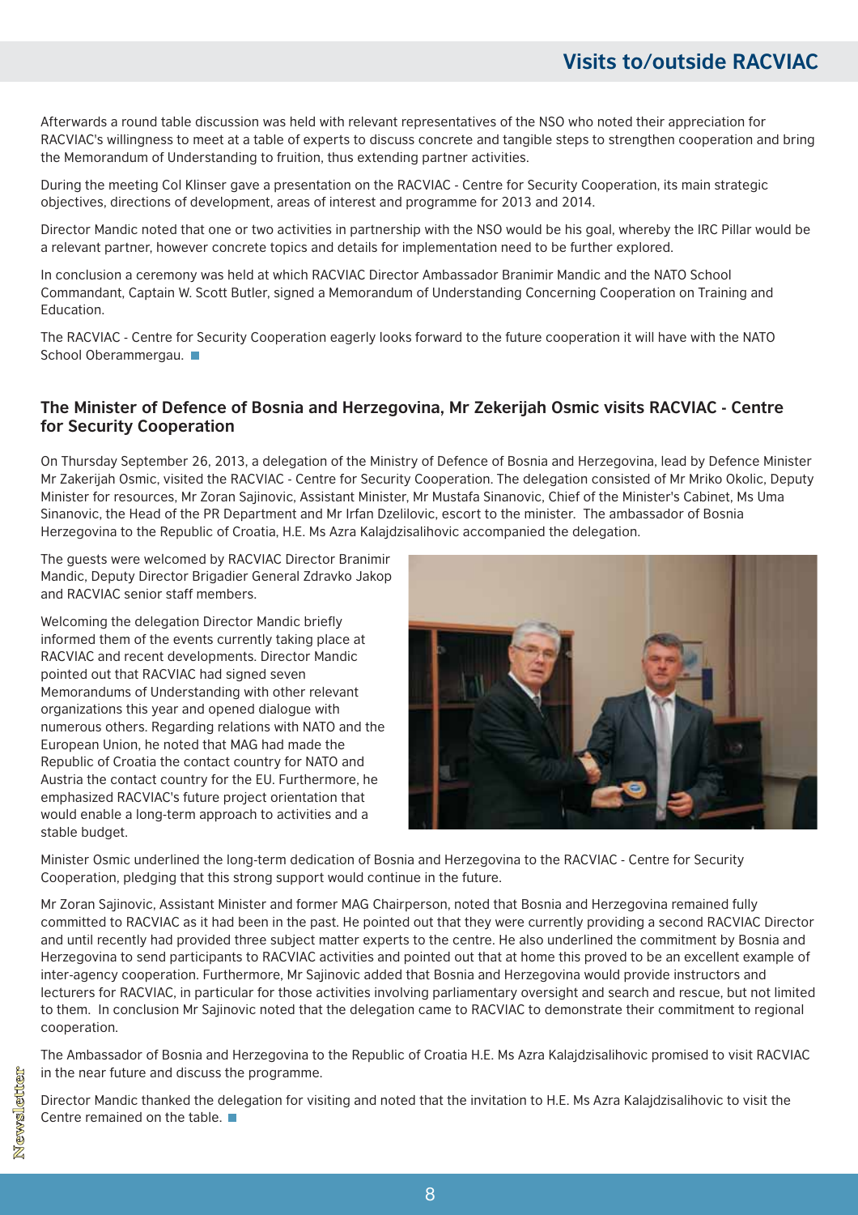Afterwards a round table discussion was held with relevant representatives of the NSO who noted their appreciation for RACVIAC's willingness to meet at a table of experts to discuss concrete and tangible steps to strengthen cooperation and bring the Memorandum of Understanding to fruition, thus extending partner activities.

During the meeting Col Klinser gave a presentation on the RACVIAC - Centre for Security Cooperation, its main strategic objectives, directions of development, areas of interest and programme for 2013 and 2014.

Director Mandic noted that one or two activities in partnership with the NSO would be his goal, whereby the IRC Pillar would be a relevant partner, however concrete topics and details for implementation need to be further explored.

In conclusion a ceremony was held at which RACVIAC Director Ambassador Branimir Mandic and the NATO School Commandant, Captain W. Scott Butler, signed a Memorandum of Understanding Concerning Cooperation on Training and Education.

The RACVIAC - Centre for Security Cooperation eagerly looks forward to the future cooperation it will have with the NATO School Oberammergau.

## The Minister of Defence of Bosnia and Herzegovina, Mr Zekerijah Osmic visits RACVIAC - Centre for Security Cooperation

On Thursday September 26, 2013, a delegation of the Ministry of Defence of Bosnia and Herzegovina, lead by Defence Minister Mr Zakerijah Osmic, visited the RACVIAC - Centre for Security Cooperation. The delegation consisted of Mr Mriko Okolic, Deputy Minister for resources, Mr Zoran Sajinovic, Assistant Minister, Mr Mustafa Sinanovic, Chief of the Minister's Cabinet, Ms Uma Sinanovic, the Head of the PR Department and Mr Irfan Dzelilovic, escort to the minister. The ambassador of Bosnia Herzegovina to the Republic of Croatia, H.E. Ms Azra Kalajdzisalihovic accompanied the delegation.

The guests were welcomed by RACVIAC Director Branimir Mandic, Deputy Director Brigadier General Zdravko Jakop and RACVIAC senior staff members.

Welcoming the delegation Director Mandic briefly informed them of the events currently taking place at RACVIAC and recent developments. Director Mandic pointed out that RACVIAC had signed seven Memorandums of Understanding with other relevant organizations this year and opened dialogue with numerous others. Regarding relations with NATO and the European Union, he noted that MAG had made the Republic of Croatia the contact country for NATO and Austria the contact country for the EU. Furthermore, he emphasized RACVIAC's future project orientation that would enable a long-term approach to activities and a stable budget.

Minister Osmic underlined the long-term dedication of Bosnia and Herzegovina to the RACVIAC - Centre for Security Cooperation, pledging that this strong support would continue in the future.

Mr Zoran Sajinovic, Assistant Minister and former MAG Chairperson, noted that Bosnia and Herzegovina remained fully committed to RACVIAC as it had been in the past. He pointed out that they were currently providing a second RACVIAC Director and until recently had provided three subject matter experts to the centre. He also underlined the commitment by Bosnia and Herzegovina to send participants to RACVIAC activities and pointed out that at home this proved to be an excellent example of inter-agency cooperation. Furthermore, Mr Sajinovic added that Bosnia and Herzegovina would provide instructors and lecturers for RACVIAC, in particular for those activities involving parliamentary oversight and search and rescue, but not limited to them. In conclusion Mr Sajinovic noted that the delegation came to RACVIAC to demonstrate their commitment to regional cooperation.

The Ambassador of Bosnia and Herzegovina to the Republic of Croatia H.E. Ms Azra Kalajdzisalihovic promised to visit RACVIAC in the near future and discuss the programme.

Director Mandic thanked the delegation for visiting and noted that the invitation to H.E. Ms Azra Kalajdzisalihovic to visit the Centre remained on the table.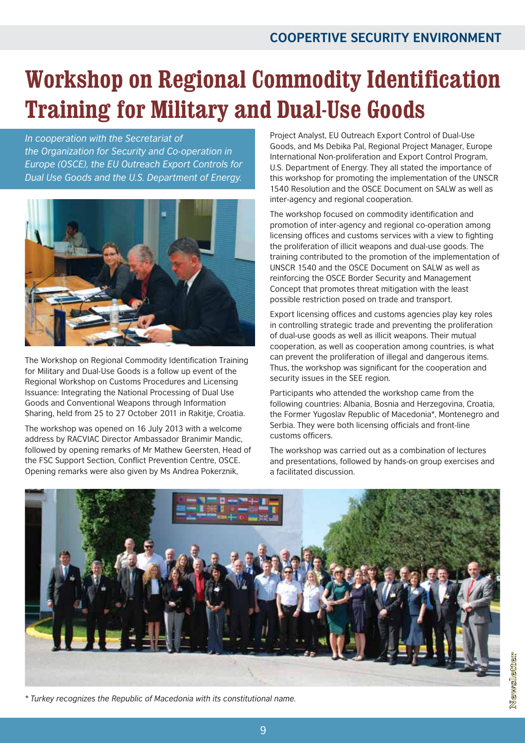# Workshop on Regional Commodity Identification Training for Military and Dual-Use Goods

*In cooperation with the Secretariat of the Organization for Security and Co-operation in Europe (OSCE), the EU Outreach Export Controls for Dual Use Goods and the U.S. Department of Energy.*

The Workshop on Regional Commodity Identification Training for Military and Dual-Use Goods is a follow up event of the Regional Workshop on Customs Procedures and Licensing Issuance: Integrating the National Processing of Dual Use Goods and Conventional Weapons through Information Sharing, held from 25 to 27 October 2011 in Rakitje, Croatia.

The workshop was opened on 16 July 2013 with a welcome address by RACVIAC Director Ambassador Branimir Mandic, followed by opening remarks of Mr Mathew Geersten, Head of the FSC Support Section, Conflict Prevention Centre, OSCE. Opening remarks were also given by Ms Andrea Pokerznik, Project Analyst, EU Outreach Export Control of Dual-Use Goods, and Ms Debika Pal, Regional Project Manager, Europe International Non-proliferation and Export Control Program, U.S. Department of Energy. They all stated the importance of this workshop for promoting the implementation of the UNSCR 1540 Resolution and the OSCE Document on SALW as well as inter-agency and regional cooperation.

The workshop focused on commodity identification and promotion of inter-agency and regional co-operation among licensing offices and customs services with a view to fighting the proliferation of illicit weapons and dual-use goods. The training contributed to the promotion of the implementation of UNSCR 1540 and the OSCE Document on SALW as well as reinforcing the OSCE Border Security and Management Concept that promotes threat mitigation with the least possible restriction posed on trade and transport.

Export licensing offices and customs agencies play key roles in controlling strategic trade and preventing the proliferation of dual-use goods as well as illicit weapons. Their mutual cooperation, as well as cooperation among countries, is what can prevent the proliferation of illegal and dangerous items. Thus, the workshop was significant for the cooperation and security issues in the SEE region.

Participants who attended the workshop came from the following countries: Albania, Bosnia and Herzegovina, Croatia, the Former Yugoslav Republic of Macedonia*, Montenegro and Serbia. They were both licensing officials and front-line customs officers.

The workshop was carried out as a combination of lectures and presentations, followed by hands-on group exercises and a facilitated discussion.

*\* Turkey recognizes the Republic of Macedonia with its constitutional name.*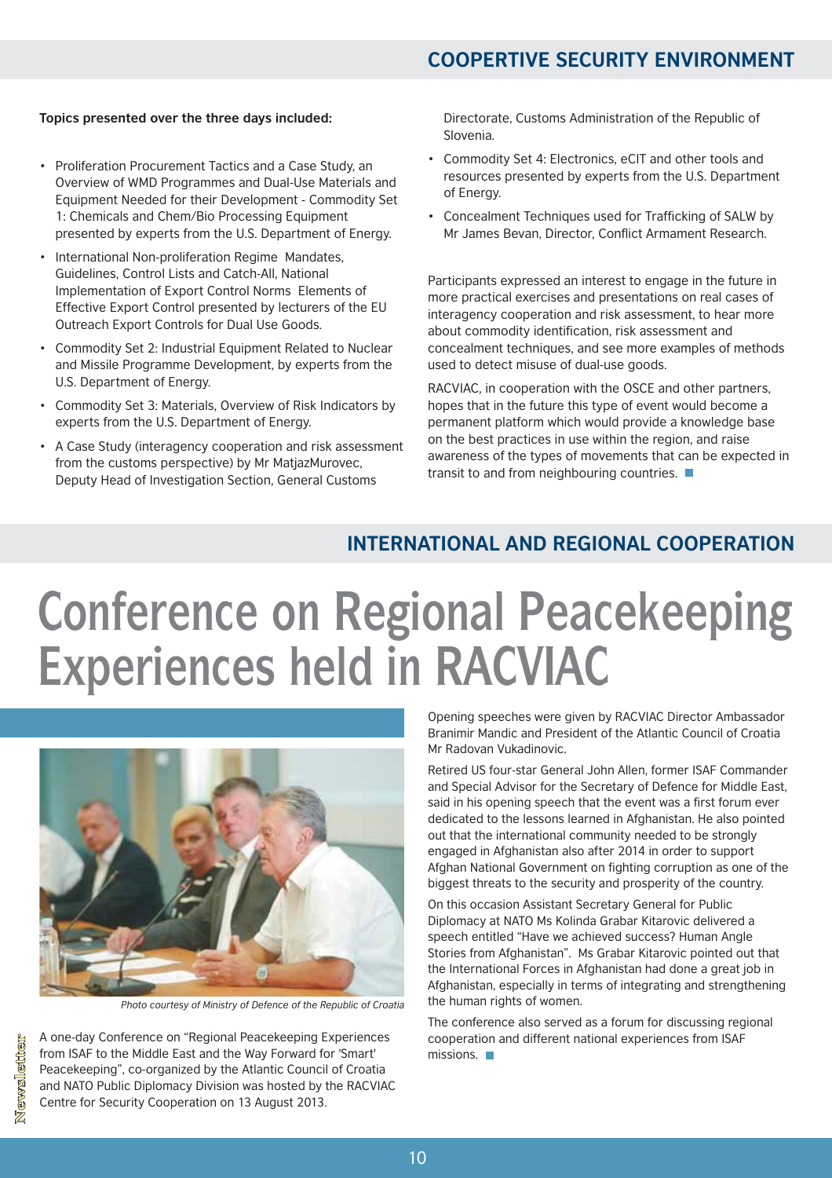## COOPERTIVE SECURITY ENVIRONMENT

**Topics presented over the three days included:**

- Proliferation Procurement Tactics and a Case Study, an Overview of WMD Programmes and Dual-Use Materials and Equipment Needed for their Development - Commodity Set 1: Chemicals and Chem/Bio Processing Equipment presented by experts from the U.S. Department of Energy.
- International Non-proliferation Regime Mandates, Guidelines, Control Lists and Catch-All, National Implementation of Export Control Norms Elements of Effective Export Control presented by lecturers of the EU Outreach Export Controls for Dual Use Goods.
- Commodity Set 2: Industrial Equipment Related to Nuclear and Missile Programme Development, by experts from the U.S. Department of Energy.
- Commodity Set 3: Materials, Overview of Risk Indicators by experts from the U.S. Department of Energy.
- A Case Study (interagency cooperation and risk assessment from the customs perspective) by Mr MatjazMurovec, Deputy Head of Investigation Section, General Customs Directorate, Customs Administration of the Republic of Slovenia.
- Commodity Set 4: Electronics, eCIT and other tools and resources presented by experts from the U.S. Department of Energy.
- Concealment Techniques used for Trafficking of SALW by Mr James Bevan, Director, Conflict Armament Research.

Participants expressed an interest to engage in the future in more practical exercises and presentations on real cases of interagency cooperation and risk assessment, to hear more about commodity identification, risk assessment and concealment techniques, and see more examples of methods used to detect misuse of dual-use goods.

RACVIAC, in cooperation with the OSCE and other partners, hopes that in the future this type of event would become a permanent platform which would provide a knowledge base on the best practices in use within the region, and raise awareness of the types of movements that can be expected in transit to and from neighbouring countries.

## INTERNATIONAL AND REGIONAL COOPERATION

# Conference on Regional Peacekeeping Experiences held in RACVIAC

*Photo courtesy of Ministry of Defence of the Republic of Croatia*

A one-day Conference on "Regional Peacekeeping Experiences from ISAF to the Middle East and the Way Forward for 'Smart' Peacekeeping", co-organized by the Atlantic Council of Croatia and NATO Public Diplomacy Division was hosted by the RACVIAC Centre for Security Cooperation on 13 August 2013.

Opening speeches were given by RACVIAC Director Ambassador Branimir Mandic and President of the Atlantic Council of Croatia Mr Radovan Vukadinovic.

Retired US four-star General John Allen, former ISAF Commander and Special Advisor for the Secretary of Defence for Middle East, said in his opening speech that the event was a first forum ever dedicated to the lessons learned in Afghanistan. He also pointed out that the international community needed to be strongly engaged in Afghanistan also after 2014 in order to support Afghan National Government on fighting corruption as one of the biggest threats to the security and prosperity of the country.

On this occasion Assistant Secretary General for Public Diplomacy at NATO Ms Kolinda Grabar Kitarovic delivered a speech entitled "Have we achieved success? Human Angle Stories from Afghanistan". Ms Grabar Kitarovic pointed out that the International Forces in Afghanistan had done a great job in Afghanistan, especially in terms of integrating and strengthening the human rights of women.

The conference also served as a forum for discussing regional cooperation and different national experiences from ISAF missions.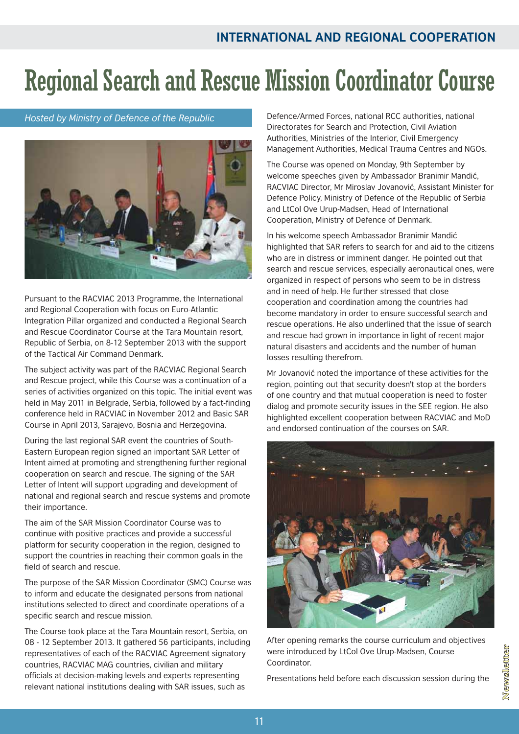# Regional Search and Rescue Mission Coordinator Course

*Hosted by Ministry of Defence of the Republic*

Pursuant to the RACVIAC 2013 Programme, the International and Regional Cooperation with focus on Euro-Atlantic Integration Pillar organized and conducted a Regional Search and Rescue Coordinator Course at the Tara Mountain resort, Republic of Serbia, on 8-12 September 2013 with the support of the Tactical Air Command Denmark.

The subject activity was part of the RACVIAC Regional Search and Rescue project, while this Course was a continuation of a series of activities organized on this topic. The initial event was held in May 2011 in Belgrade, Serbia, followed by a fact-finding conference held in RACVIAC in November 2012 and Basic SAR Course in April 2013, Sarajevo, Bosnia and Herzegovina.

During the last regional SAR event the countries of South-Eastern European region signed an important SAR Letter of Intent aimed at promoting and strengthening further regional cooperation on search and rescue. The signing of the SAR Letter of Intent will support upgrading and development of national and regional search and rescue systems and promote their importance.

The aim of the SAR Mission Coordinator Course was to continue with positive practices and provide a successful platform for security cooperation in the region, designed to support the countries in reaching their common goals in the field of search and rescue.

The purpose of the SAR Mission Coordinator (SMC) Course was to inform and educate the designated persons from national institutions selected to direct and coordinate operations of a specific search and rescue mission.

The Course took place at the Tara Mountain resort, Serbia, on 08 - 12 September 2013. It gathered 56 participants, including representatives of each of the RACVIAC Agreement signatory countries, RACVIAC MAG countries, civilian and military officials at decision-making levels and experts representing relevant national institutions dealing with SAR issues, such as Defence/Armed Forces, national RCC authorities, national Directorates for Search and Protection, Civil Aviation Authorities, Ministries of the Interior, Civil Emergency Management Authorities, Medical Trauma Centres and NGOs.

The Course was opened on Monday, 9th September by welcome speeches given by Ambassador Branimir Mandić, RACVIAC Director, Mr Miroslav Jovanović, Assistant Minister for Defence Policy, Ministry of Defence of the Republic of Serbia and LtCol Ove Urup-Madsen, Head of International Cooperation, Ministry of Defence of Denmark.

In his welcome speech Ambassador Branimir Mandić highlighted that SAR refers to search for and aid to the citizens who are in distress or imminent danger. He pointed out that search and rescue services, especially aeronautical ones, were organized in respect of persons who seem to be in distress and in need of help. He further stressed that close cooperation and coordination among the countries had become mandatory in order to ensure successful search and rescue operations. He also underlined that the issue of search and rescue had grown in importance in light of recent major natural disasters and accidents and the number of human losses resulting therefrom.

Mr Jovanović noted the importance of these activities for the region, pointing out that security doesn't stop at the borders of one country and that mutual cooperation is need to foster dialog and promote security issues in the SEE region. He also highlighted excellent cooperation between RACVIAC and MoD and endorsed continuation of the courses on SAR.

After opening remarks the course curriculum and objectives were introduced by LtCol Ove Urup-Madsen, Course Coordinator.

Presentations held before each discussion session during the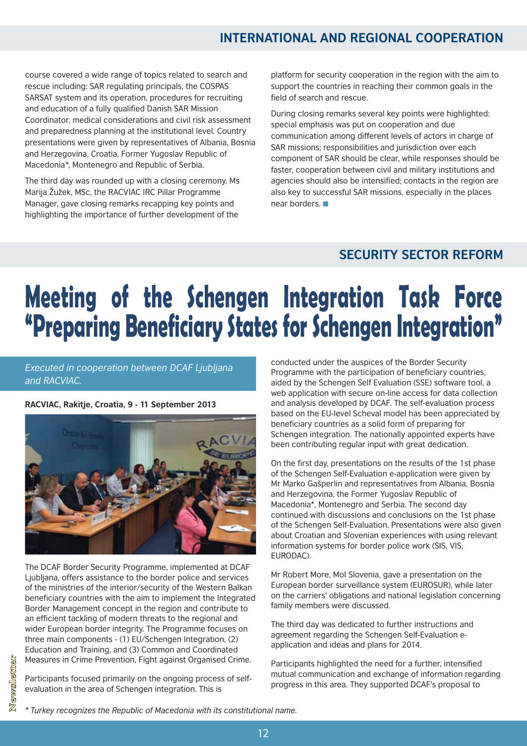course covered a wide range of topics related to search and rescue including: SAR regulating principals, the COSPAS SARSAT system and its operation, procedures for recruiting and education of a fully qualified Danish SAR Mission Coordinator, medical considerations and civil risk assessment and preparedness planning at the institutional level. Country presentations were given by representatives of Albania, Bosnia and Herzegovina, Croatia, Former Yugoslav Republic of Macedonia*, Montenegro and Republic of Serbia.

The third day was rounded up with a closing ceremony. Ms Marija Žužek, MSc, the RACVIAC IRC Pillar Programme Manager, gave closing remarks recapping key points and highlighting the importance of further development of the platform for security cooperation in the region with the aim to support the countries in reaching their common goals in the field of search and rescue.

During closing remarks several key points were highlighted: special emphasis was put on cooperation and due communication among different levels of actors in charge of SAR missions; responsibilities and jurisdiction over each component of SAR should be clear, while responses should be faster, cooperation between civil and military institutions and agencies should also be intensified; contacts in the region are also key to successful SAR missions, especially in the places near borders.

## SECURITY SECTOR REFORM

# Meeting of the Schengen Integration Task Force "Preparing Beneficiary States for Schengen Integration"

*Executed in cooperation between DCAF Ljubljana and RACVIAC.*

**RACVIAC, Rakitje, Croatia, 9 - 11 September 2013**

The DCAF Border Security Programme, implemented at DCAF Ljubljana, offers assistance to the border police and services of the ministries of the interior/security of the Western Balkan beneficiary countries with the aim to implement the Integrated Border Management concept in the region and contribute to an efficient tackling of modern threats to the regional and wider European border integrity. The Programme focuses on three main components - (1) EU/Schengen Integration, (2) Education and Training, and (3) Common and Coordinated Measures in Crime Prevention, Fight against Organised Crime.

Participants focused primarily on the ongoing process of self-evaluation in the area of Schengen integration. This is conducted under the auspices of the Border Security Programme with the participation of beneficiary countries, aided by the Schengen Self Evaluation (SSE) software tool, a web application with secure on-line access for data collection and analysis developed by DCAF. The self-evaluation process based on the EU-level Scheval model has been appreciated by beneficiary countries as a solid form of preparing for Schengen integration. The nationally appointed experts have been contributing regular input with great dedication.

On the first day, presentations on the results of the 1st phase of the Schengen Self-Evaluation e-application were given by Mr Marko Gašperlin and representatives from Albania, Bosnia and Herzegovina, the Former Yugoslav Republic of Macedonia*, Montenegro and Serbia. The second day continued with discussions and conclusions on the 1st phase of the Schengen Self-Evaluation. Presentations were also given about Croatian and Slovenian experiences with using relevant information systems for border police work (SIS, VIS, EURODAC).

Mr Robert More, MoI Slovenia, gave a presentation on the European border surveillance system (EUROSUR), while later on the carriers' obligations and national legislation concerning family members were discussed.

The third day was dedicated to further instructions and agreement regarding the Schengen Self-Evaluation e-application and ideas and plans for 2014.

Participants highlighted the need for a further, intensified mutual communication and exchange of information regarding progress in this area. They supported DCAF's proposal to

*\* Turkey recognizes the Republic of Macedonia with its constitutional name.*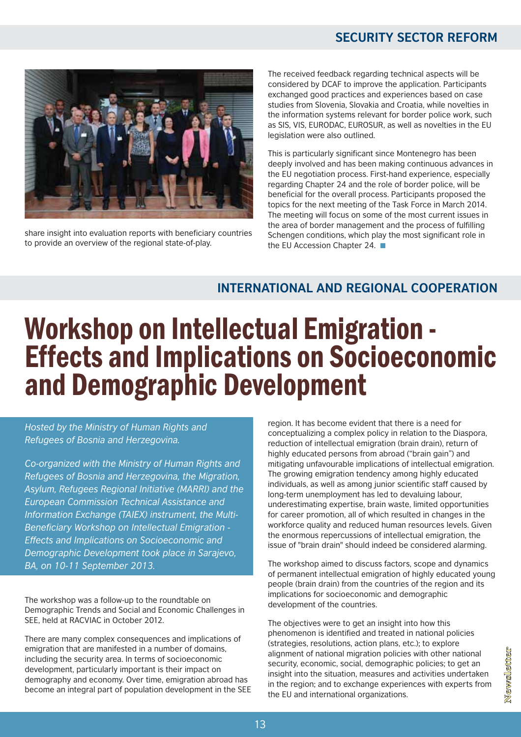## SECURITY SECTOR REFORM

share insight into evaluation reports with beneficiary countries to provide an overview of the regional state-of-play.

The received feedback regarding technical aspects will be considered by DCAF to improve the application. Participants exchanged good practices and experiences based on case studies from Slovenia, Slovakia and Croatia, while novelties in the information systems relevant for border police work, such as SIS, VIS, EURODAC, EUROSUR, as well as novelties in the EU legislation were also outlined.

This is particularly significant since Montenegro has been deeply involved and has been making continuous advances in the EU negotiation process. First-hand experience, especially regarding Chapter 24 and the role of border police, will be beneficial for the overall process. Participants proposed the topics for the next meeting of the Task Force in March 2014. The meeting will focus on some of the most current issues in the area of border management and the process of fulfilling Schengen conditions, which play the most significant role in the EU Accession Chapter 24.

## INTERNATIONAL AND REGIONAL COOPERATION

# Workshop on Intellectual Emigration - Effects and Implications on Socioeconomic and Demographic Development

*Hosted by the Ministry of Human Rights and Refugees of Bosnia and Herzegovina.*

*Co-organized with the Ministry of Human Rights and Refugees of Bosnia and Herzegovina, the Migration, Asylum, Refugees Regional Initiative (MARRI) and the European Commission Technical Assistance and Information Exchange (TAIEX) instrument, the Multi-Beneficiary Workshop on Intellectual Emigration - Effects and Implications on Socioeconomic and Demographic Development took place in Sarajevo, BA, on 10-11 September 2013.*

The workshop was a follow-up to the roundtable on Demographic Trends and Social and Economic Challenges in SEE, held at RACVIAC in October 2012.

There are many complex consequences and implications of emigration that are manifested in a number of domains, including the security area. In terms of socioeconomic development, particularly important is their impact on demography and economy. Over time, emigration abroad has become an integral part of population development in the SEE region. It has become evident that there is a need for conceptualizing a complex policy in relation to the Diaspora, reduction of intellectual emigration (brain drain), return of highly educated persons from abroad ("brain gain") and mitigating unfavourable implications of intellectual emigration. The growing emigration tendency among highly educated individuals, as well as among junior scientific staff caused by long-term unemployment has led to devaluing labour, underestimating expertise, brain waste, limited opportunities for career promotion, all of which resulted in changes in the workforce quality and reduced human resources levels. Given the enormous repercussions of intellectual emigration, the issue of "brain drain" should indeed be considered alarming.

The workshop aimed to discuss factors, scope and dynamics of permanent intellectual emigration of highly educated young people (brain drain) from the countries of the region and its implications for socioeconomic and demographic development of the countries.

The objectives were to get an insight into how this phenomenon is identified and treated in national policies (strategies, resolutions, action plans, etc.); to explore alignment of national migration policies with other national security, economic, social, demographic policies; to get an insight into the situation, measures and activities undertaken in the region; and to exchange experiences with experts from the EU and international organizations.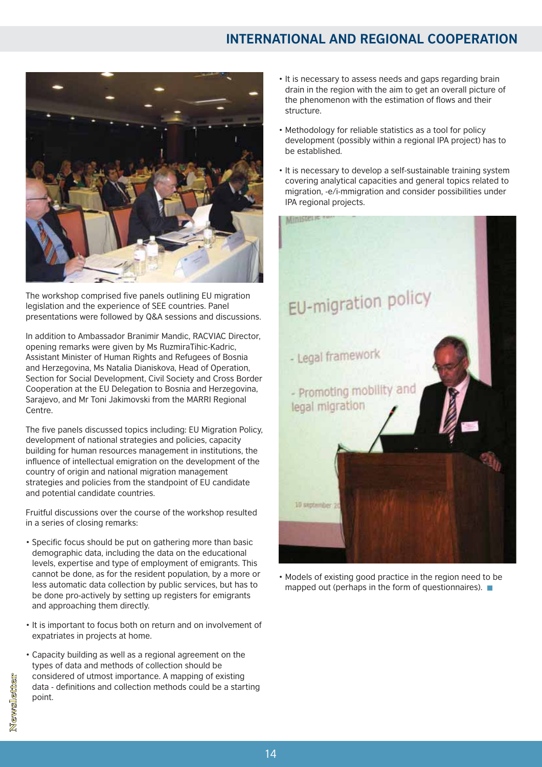The workshop comprised five panels outlining EU migration legislation and the experience of SEE countries. Panel presentations were followed by Q&A sessions and discussions.

In addition to Ambassador Branimir Mandic, RACVIAC Director, opening remarks were given by Ms RuzmiraTihic-Kadric, Assistant Minister of Human Rights and Refugees of Bosnia and Herzegovina, Ms Natalia Dianiskova, Head of Operation, Section for Social Development, Civil Society and Cross Border Cooperation at the EU Delegation to Bosnia and Herzegovina, Sarajevo, and Mr Toni Jakimovski from the MARRI Regional Centre.

The five panels discussed topics including: EU Migration Policy, development of national strategies and policies, capacity building for human resources management in institutions, the influence of intellectual emigration on the development of the country of origin and national migration management strategies and policies from the standpoint of EU candidate and potential candidate countries.

Fruitful discussions over the course of the workshop resulted in a series of closing remarks:

- Specific focus should be put on gathering more than basic demographic data, including the data on the educational levels, expertise and type of employment of emigrants. This cannot be done, as for the resident population, by a more or less automatic data collection by public services, but has to be done pro-actively by setting up registers for emigrants and approaching them directly.
- It is important to focus both on return and on involvement of expatriates in projects at home.
- Capacity building as well as a regional agreement on the types of data and methods of collection should be considered of utmost importance. A mapping of existing data - definitions and collection methods could be a starting point.
- It is necessary to assess needs and gaps regarding brain drain in the region with the aim to get an overall picture of the phenomenon with the estimation of flows and their structure.
- Methodology for reliable statistics as a tool for policy development (possibly within a regional IPA project) has to be established.
- It is necessary to develop a self-sustainable training system covering analytical capacities and general topics related to migration, -e/i-mmigration and consider possibilities under IPA regional projects.
- Models of existing good practice in the region need to be mapped out (perhaps in the form of questionnaires).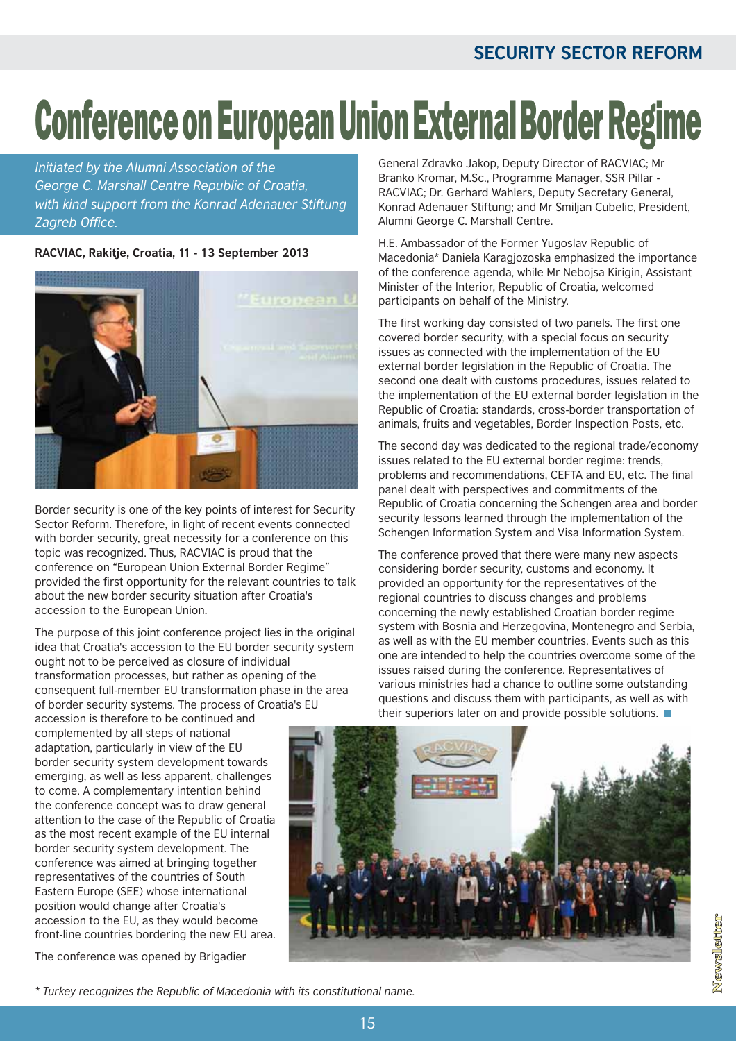# Conference on European Union External Border Regime

*Initiated by the Alumni Association of the George C. Marshall Centre Republic of Croatia, with kind support from the Konrad Adenauer Stiftung Zagreb Office.*

**RACVIAC, Rakitje, Croatia, 11 - 13 September 2013**

Border security is one of the key points of interest for Security Sector Reform. Therefore, in light of recent events connected with border security, great necessity for a conference on this topic was recognized. Thus, RACVIAC is proud that the conference on "European Union External Border Regime" provided the first opportunity for the relevant countries to talk about the new border security situation after Croatia's accession to the European Union.

The purpose of this joint conference project lies in the original idea that Croatia's accession to the EU border security system ought not to be perceived as closure of individual transformation processes, but rather as opening of the consequent full-member EU transformation phase in the area of border security systems. The process of Croatia's EU accession is therefore to be continued and complemented by all steps of national adaptation, particularly in view of the EU border security system development towards emerging, as well as less apparent, challenges to come. A complementary intention behind the conference concept was to draw general attention to the case of the Republic of Croatia as the most recent example of the EU internal border security system development. The conference was aimed at bringing together representatives of the countries of South Eastern Europe (SEE) whose international position would change after Croatia's accession to the EU, as they would become front-line countries bordering the new EU area.

The conference was opened by Brigadier General Zdravko Jakop, Deputy Director of RACVIAC; Mr Branko Kromar, M.Sc., Programme Manager, SSR Pillar - RACVIAC; Dr. Gerhard Wahlers, Deputy Secretary General, Konrad Adenauer Stiftung; and Mr Smiljan Cubelic, President, Alumni George C. Marshall Centre.

H.E. Ambassador of the Former Yugoslav Republic of Macedonia* Daniela Karagjozoska emphasized the importance of the conference agenda, while Mr Nebojsa Kirigin, Assistant Minister of the Interior, Republic of Croatia, welcomed participants on behalf of the Ministry.

The first working day consisted of two panels. The first one covered border security, with a special focus on security issues as connected with the implementation of the EU external border legislation in the Republic of Croatia. The second one dealt with customs procedures, issues related to the implementation of the EU external border legislation in the Republic of Croatia: standards, cross-border transportation of animals, fruits and vegetables, Border Inspection Posts, etc.

The second day was dedicated to the regional trade/economy issues related to the EU external border regime: trends, problems and recommendations, CEFTA and EU, etc. The final panel dealt with perspectives and commitments of the Republic of Croatia concerning the Schengen area and border security lessons learned through the implementation of the Schengen Information System and Visa Information System.

The conference proved that there were many new aspects considering border security, customs and economy. It provided an opportunity for the representatives of the regional countries to discuss changes and problems concerning the newly established Croatian border regime system with Bosnia and Herzegovina, Montenegro and Serbia, as well as with the EU member countries. Events such as this one are intended to help the countries overcome some of the issues raised during the conference. Representatives of various ministries had a chance to outline some outstanding questions and discuss them with participants, as well as with their superiors later on and provide possible solutions.

*\* Turkey recognizes the Republic of Macedonia with its constitutional name.*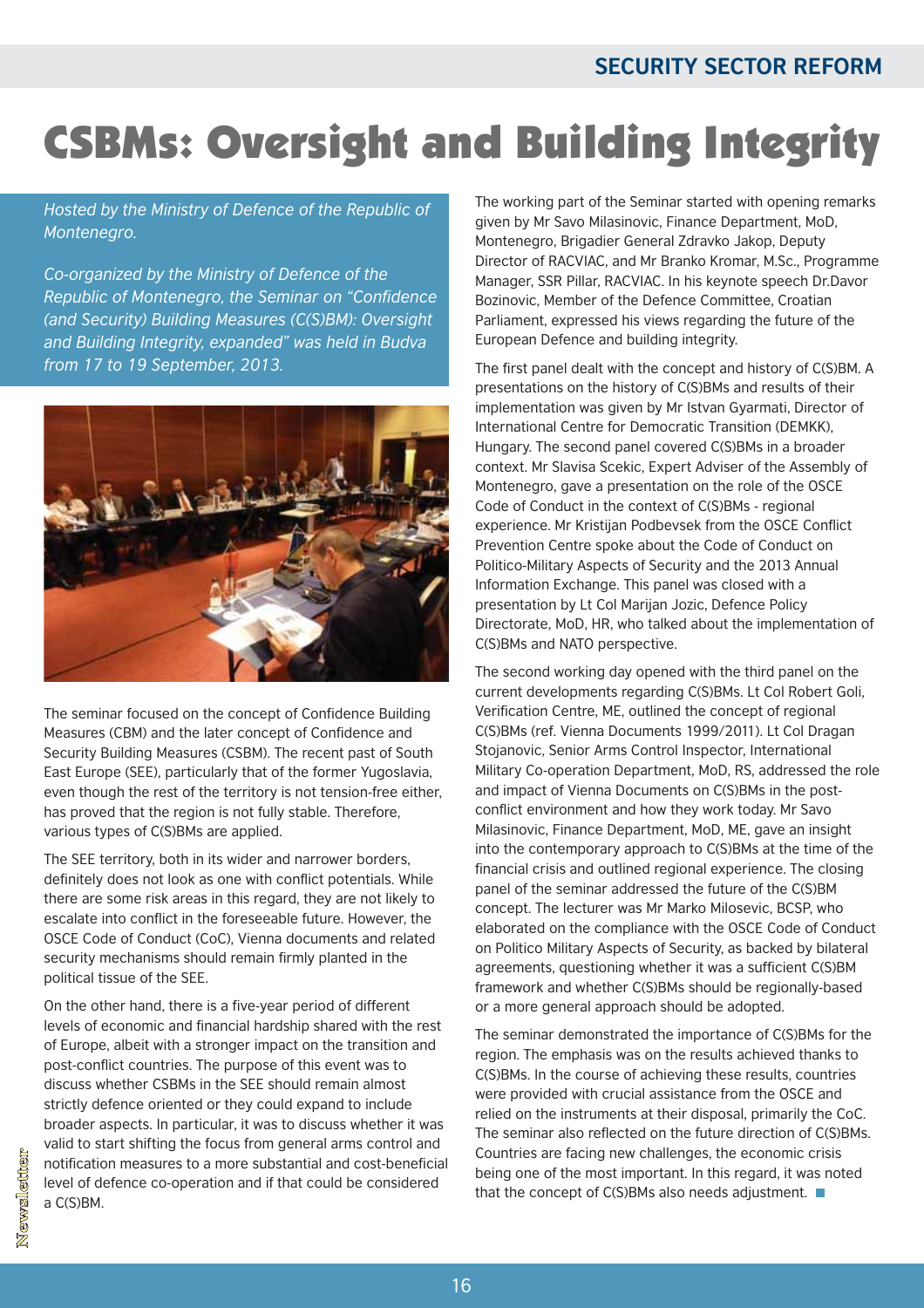# CSBMs: Oversight and Building Integrity

*Hosted by the Ministry of Defence of the Republic of Montenegro.*

*Co-organized by the Ministry of Defence of the Republic of Montenegro, the Seminar on "Confidence (and Security) Building Measures (C(S)BM): Oversight and Building Integrity, expanded" was held in Budva from 17 to 19 September, 2013.*

The seminar focused on the concept of Confidence Building Measures (CBM) and the later concept of Confidence and Security Building Measures (CSBM). The recent past of South East Europe (SEE), particularly that of the former Yugoslavia, even though the rest of the territory is not tension-free either, has proved that the region is not fully stable. Therefore, various types of C(S)BMs are applied.

The SEE territory, both in its wider and narrower borders, definitely does not look as one with conflict potentials. While there are some risk areas in this regard, they are not likely to escalate into conflict in the foreseeable future. However, the OSCE Code of Conduct (CoC), Vienna documents and related security mechanisms should remain firmly planted in the political tissue of the SEE.

On the other hand, there is a five-year period of different levels of economic and financial hardship shared with the rest of Europe, albeit with a stronger impact on the transition and post-conflict countries. The purpose of this event was to discuss whether CSBMs in the SEE should remain almost strictly defence oriented or they could expand to include broader aspects. In particular, it was to discuss whether it was valid to start shifting the focus from general arms control and notification measures to a more substantial and cost-beneficial level of defence co-operation and if that could be considered a C(S)BM.

The working part of the Seminar started with opening remarks given by Mr Savo Milasinovic, Finance Department, MoD, Montenegro, Brigadier General Zdravko Jakop, Deputy Director of RACVIAC, and Mr Branko Kromar, M.Sc., Programme Manager, SSR Pillar, RACVIAC. In his keynote speech Dr.Davor Bozinovic, Member of the Defence Committee, Croatian Parliament, expressed his views regarding the future of the European Defence and building integrity.

The first panel dealt with the concept and history of C(S)BM. A presentations on the history of C(S)BMs and results of their implementation was given by Mr Istvan Gyarmati, Director of International Centre for Democratic Transition (DEMKK), Hungary. The second panel covered C(S)BMs in a broader context. Mr Slavisa Scekic, Expert Adviser of the Assembly of Montenegro, gave a presentation on the role of the OSCE Code of Conduct in the context of C(S)BMs - regional experience. Mr Kristijan Podbevsek from the OSCE Conflict Prevention Centre spoke about the Code of Conduct on Politico-Military Aspects of Security and the 2013 Annual Information Exchange. This panel was closed with a presentation by Lt Col Marijan Jozic, Defence Policy Directorate, MoD, HR, who talked about the implementation of C(S)BMs and NATO perspective.

The second working day opened with the third panel on the current developments regarding C(S)BMs. Lt Col Robert Goli, Verification Centre, ME, outlined the concept of regional C(S)BMs (ref. Vienna Documents 1999/2011). Lt Col Dragan Stojanovic, Senior Arms Control Inspector, International Military Co-operation Department, MoD, RS, addressed the role and impact of Vienna Documents on C(S)BMs in the post-conflict environment and how they work today. Mr Savo Milasinovic, Finance Department, MoD, ME, gave an insight into the contemporary approach to C(S)BMs at the time of the financial crisis and outlined regional experience. The closing panel of the seminar addressed the future of the C(S)BM concept. The lecturer was Mr Marko Milosevic, BCSP, who elaborated on the compliance with the OSCE Code of Conduct on Politico Military Aspects of Security, as backed by bilateral agreements, questioning whether it was a sufficient C(S)BM framework and whether C(S)BMs should be regionally-based or a more general approach should be adopted.

The seminar demonstrated the importance of C(S)BMs for the region. The emphasis was on the results achieved thanks to C(S)BMs. In the course of achieving these results, countries were provided with crucial assistance from the OSCE and relied on the instruments at their disposal, primarily the CoC. The seminar also reflected on the future direction of C(S)BMs. Countries are facing new challenges, the economic crisis being one of the most important. In this regard, it was noted that the concept of C(S)BMs also needs adjustment.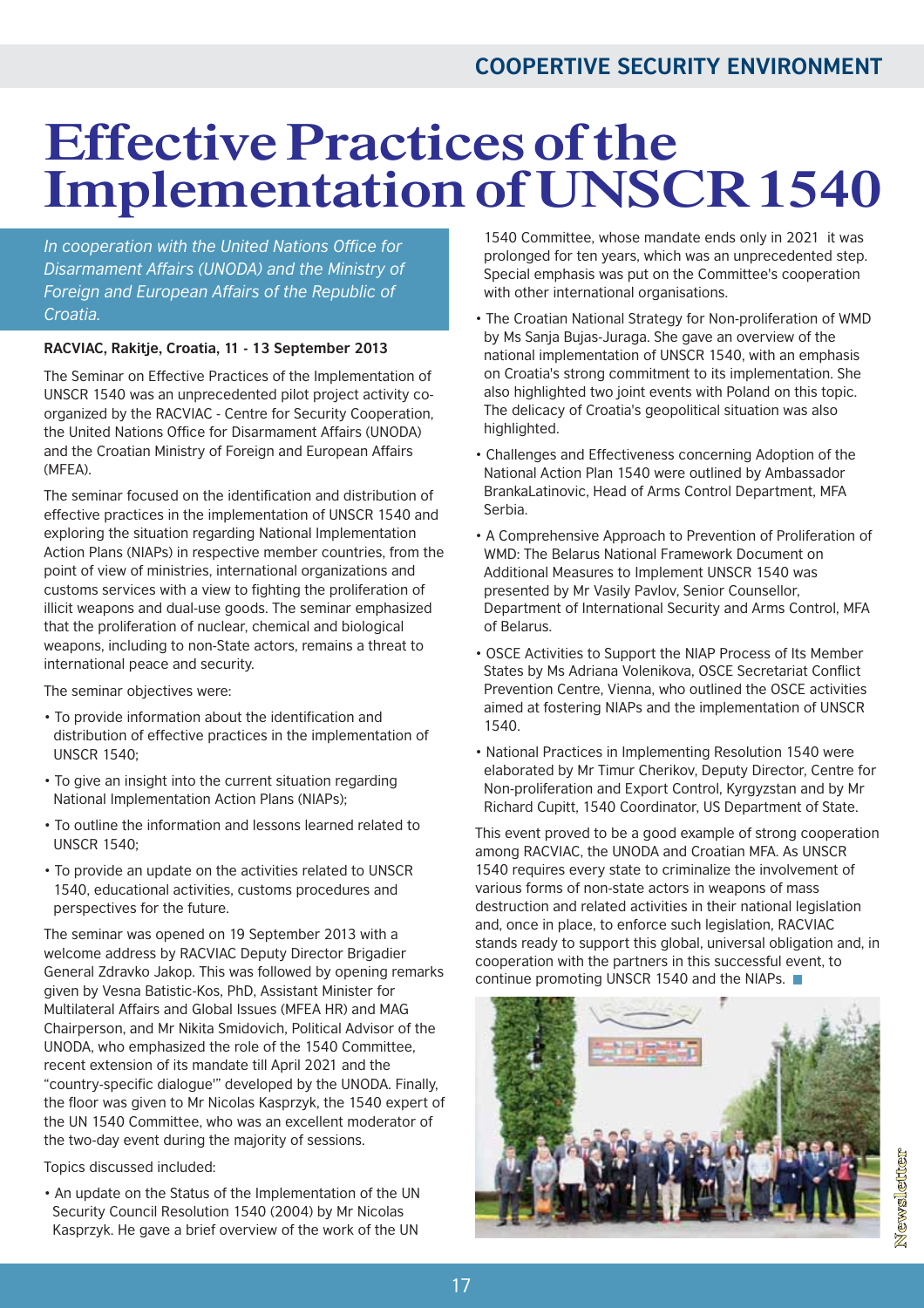# Effective Practices of the Implementation of UNSCR 1540

*In cooperation with the United Nations Office for Disarmament Affairs (UNODA) and the Ministry of Foreign and European Affairs of the Republic of Croatia.*

**RACVIAC, Rakitje, Croatia, 11 - 13 September 2013**

The Seminar on Effective Practices of the Implementation of UNSCR 1540 was an unprecedented pilot project activity co-organized by the RACVIAC - Centre for Security Cooperation, the United Nations Office for Disarmament Affairs (UNODA) and the Croatian Ministry of Foreign and European Affairs (MFEA).

The seminar focused on the identification and distribution of effective practices in the implementation of UNSCR 1540 and exploring the situation regarding National Implementation Action Plans (NIAPs) in respective member countries, from the point of view of ministries, international organizations and customs services with a view to fighting the proliferation of illicit weapons and dual-use goods. The seminar emphasized that the proliferation of nuclear, chemical and biological weapons, including to non-State actors, remains a threat to international peace and security.

The seminar objectives were:

- To provide information about the identification and distribution of effective practices in the implementation of UNSCR 1540;
- To give an insight into the current situation regarding National Implementation Action Plans (NIAPs);
- To outline the information and lessons learned related to UNSCR 1540;
- To provide an update on the activities related to UNSCR 1540, educational activities, customs procedures and perspectives for the future.

The seminar was opened on 19 September 2013 with a welcome address by RACVIAC Deputy Director Brigadier General Zdravko Jakop. This was followed by opening remarks given by Vesna Batistic-Kos, PhD, Assistant Minister for Multilateral Affairs and Global Issues (MFEA HR) and MAG Chairperson, and Mr Nikita Smidovich, Political Advisor of the UNODA, who emphasized the role of the 1540 Committee, recent extension of its mandate till April 2021 and the "country-specific dialogue'" developed by the UNODA. Finally, the floor was given to Mr Nicolas Kasprzyk, the 1540 expert of the UN 1540 Committee, who was an excellent moderator of the two-day event during the majority of sessions.

Topics discussed included:

- An update on the Status of the Implementation of the UN Security Council Resolution 1540 (2004) by Mr Nicolas Kasprzyk. He gave a brief overview of the work of the UN 1540 Committee, whose mandate ends only in 2021 it was prolonged for ten years, which was an unprecedented step. Special emphasis was put on the Committee's cooperation with other international organisations.
- The Croatian National Strategy for Non-proliferation of WMD by Ms Sanja Bujas-Juraga. She gave an overview of the national implementation of UNSCR 1540, with an emphasis on Croatia's strong commitment to its implementation. She also highlighted two joint events with Poland on this topic. The delicacy of Croatia's geopolitical situation was also highlighted.
- Challenges and Effectiveness concerning Adoption of the National Action Plan 1540 were outlined by Ambassador BrankaLatinovic, Head of Arms Control Department, MFA Serbia.
- A Comprehensive Approach to Prevention of Proliferation of WMD: The Belarus National Framework Document on Additional Measures to Implement UNSCR 1540 was presented by Mr Vasily Pavlov, Senior Counsellor, Department of International Security and Arms Control, MFA of Belarus.
- OSCE Activities to Support the NIAP Process of Its Member States by Ms Adriana Volenikova, OSCE Secretariat Conflict Prevention Centre, Vienna, who outlined the OSCE activities aimed at fostering NIAPs and the implementation of UNSCR 1540.
- National Practices in Implementing Resolution 1540 were elaborated by Mr Timur Cherikov, Deputy Director, Centre for Non-proliferation and Export Control, Kyrgyzstan and by Mr Richard Cupitt, 1540 Coordinator, US Department of State.

This event proved to be a good example of strong cooperation among RACVIAC, the UNODA and Croatian MFA. As UNSCR 1540 requires every state to criminalize the involvement of various forms of non-state actors in weapons of mass destruction and related activities in their national legislation and, once in place, to enforce such legislation, RACVIAC stands ready to support this global, universal obligation and, in cooperation with the partners in this successful event, to continue promoting UNSCR 1540 and the NIAPs.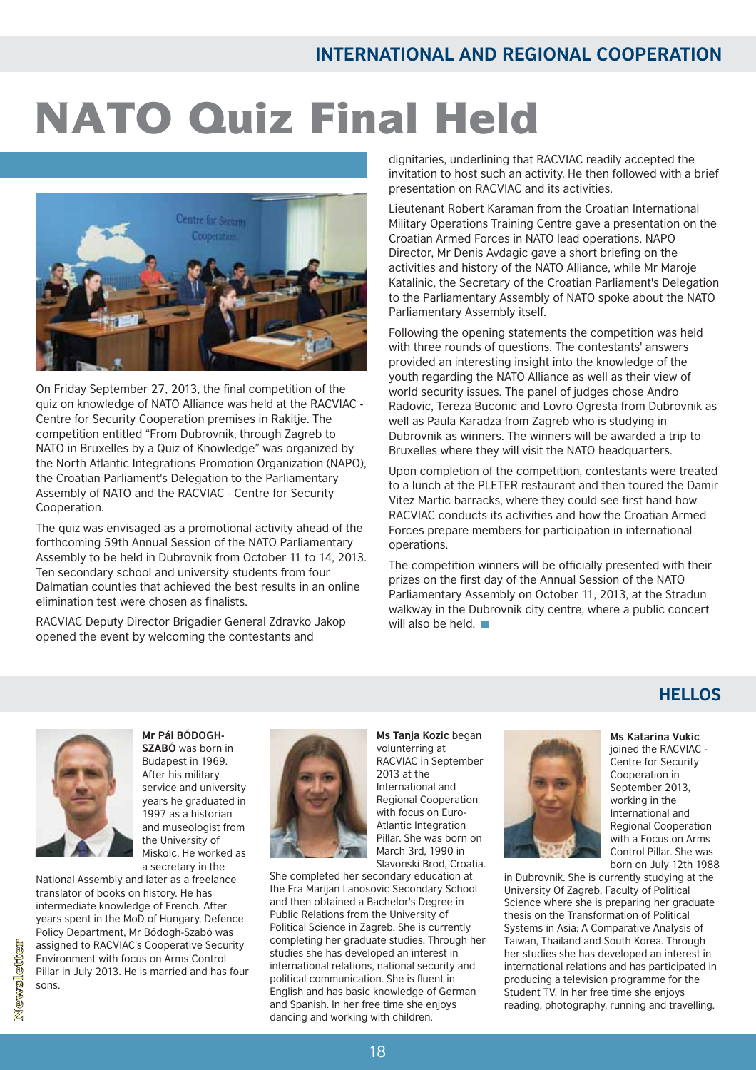## INTERNATIONAL AND REGIONAL COOPERATION

# NATO Quiz Final Held

On Friday September 27, 2013, the final competition of the quiz on knowledge of NATO Alliance was held at the RACVIAC - Centre for Security Cooperation premises in Rakitje. The competition entitled "From Dubrovnik, through Zagreb to NATO in Bruxelles by a Quiz of Knowledge" was organized by the North Atlantic Integrations Promotion Organization (NAPO), the Croatian Parliament's Delegation to the Parliamentary Assembly of NATO and the RACVIAC - Centre for Security Cooperation.

The quiz was envisaged as a promotional activity ahead of the forthcoming 59th Annual Session of the NATO Parliamentary Assembly to be held in Dubrovnik from October 11 to 14, 2013. Ten secondary school and university students from four Dalmatian counties that achieved the best results in an online elimination test were chosen as finalists.

RACVIAC Deputy Director Brigadier General Zdravko Jakop opened the event by welcoming the contestants and dignitaries, underlining that RACVIAC readily accepted the invitation to host such an activity. He then followed with a brief presentation on RACVIAC and its activities.

Lieutenant Robert Karaman from the Croatian International Military Operations Training Centre gave a presentation on the Croatian Armed Forces in NATO lead operations. NAPO Director, Mr Denis Avdagic gave a short briefing on the activities and history of the NATO Alliance, while Mr Maroje Katalinic, the Secretary of the Croatian Parliament's Delegation to the Parliamentary Assembly of NATO spoke about the NATO Parliamentary Assembly itself.

Following the opening statements the competition was held with three rounds of questions. The contestants' answers provided an interesting insight into the knowledge of the youth regarding the NATO Alliance as well as their view of world security issues. The panel of judges chose Andro Radovic, Tereza Buconic and Lovro Ogresta from Dubrovnik as well as Paula Karadza from Zagreb who is studying in Dubrovnik as winners. The winners will be awarded a trip to Bruxelles where they will visit the NATO headquarters.

Upon completion of the competition, contestants were treated to a lunch at the PLETER restaurant and then toured the Damir Vitez Martic barracks, where they could see first hand how RACVIAC conducts its activities and how the Croatian Armed Forces prepare members for participation in international operations.

The competition winners will be officially presented with their prizes on the first day of the Annual Session of the NATO Parliamentary Assembly on October 11, 2013, at the Stradun walkway in the Dubrovnik city centre, where a public concert will also be held.

## HELLOS

**Mr Pál BÓDOGH-SZABÓ** was born in Budapest in 1969. After his military service and university years he graduated in 1997 as a historian and museologist from the University of Miskolc. He worked as a secretary in the National Assembly and later as a freelance translator of books on history. He has intermediate knowledge of French. After years spent in the MoD of Hungary, Defence Policy Department, Mr Bódogh-Szabó was assigned to RACVIAC's Cooperative Security Environment with focus on Arms Control Pillar in July 2013. He is married and has four sons.

**Ms Tanja Kozic** began volunterring at RACVIAC in September 2013 at the International and Regional Cooperation with focus on Euro-Atlantic Integration Pillar. She was born on March 3rd, 1990 in Slavonski Brod, Croatia. She completed her secondary education at the Fra Marijan Lanosovic Secondary School and then obtained a Bachelor's Degree in Public Relations from the University of Political Science in Zagreb. She is currently completing her graduate studies. Through her studies she has developed an interest in international relations, national security and political communication. She is fluent in English and has basic knowledge of German and Spanish. In her free time she enjoys dancing and working with children.

**Ms Katarina Vukic** joined the RACVIAC - Centre for Security Cooperation in September 2013, working in the International and Regional Cooperation with a Focus on Arms Control Pillar. She was born on July 12th 1988 in Dubrovnik. She is currently studying at the University Of Zagreb, Faculty of Political Science where she is preparing her graduate thesis on the Transformation of Political Systems in Asia: A Comparative Analysis of Taiwan, Thailand and South Korea. Through her studies she has developed an interest in international relations and has participated in producing a television programme for the Student TV. In her free time she enjoys reading, photography, running and travelling.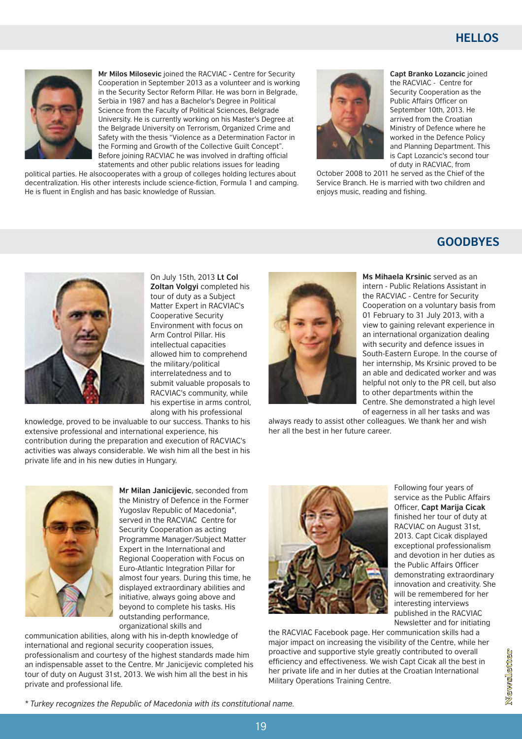## HELLOS

**Mr Milos Milosevic** joined the RACVIAC - Centre for Security Cooperation in September 2013 as a volunteer and is working in the Security Sector Reform Pillar. He was born in Belgrade, Serbia in 1987 and has a Bachelor's Degree in Political Science from the Faculty of Political Sciences, Belgrade University. He is currently working on his Master's Degree at the Belgrade University on Terrorism, Organized Crime and Safety with the thesis "Violence as a Determination Factor in the Forming and Growth of the Collective Guilt Concept". Before joining RACVIAC he was involved in drafting official statements and other public relations issues for leading political parties. He alsocooperates with a group of colleges holding lectures about decentralization. His other interests include science-fiction, Formula 1 and camping. He is fluent in English and has basic knowledge of Russian.

**Capt Branko Lozancic** joined the RACVIAC - Centre for Security Cooperation as the Public Affairs Officer on September 10th, 2013. He arrived from the Croatian Ministry of Defence where he worked in the Defence Policy and Planning Department. This is Capt Lozancic's second tour of duty in RACVIAC, from October 2008 to 2011 he served as the Chief of the Service Branch. He is married with two children and enjoys music, reading and fishing.

## GOODBYES

On July 15th, 2013 **Lt Col Zoltan Volgyi** completed his tour of duty as a Subject Matter Expert in RACVIAC's Cooperative Security Environment with focus on Arm Control Pillar. His intellectual capacities allowed him to comprehend the military/political interrelatedness and to submit valuable proposals to RACVIAC's community, while his expertise in arms control, along with his professional knowledge, proved to be invaluable to our success. Thanks to his extensive professional and international experience, his contribution during the preparation and execution of RACVIAC's activities was always considerable. We wish him all the best in his private life and in his new duties in Hungary.

**Ms Mihaela Krsinic** served as an intern - Public Relations Assistant in the RACVIAC - Centre for Security Cooperation on a voluntary basis from 01 February to 31 July 2013, with a view to gaining relevant experience in an international organization dealing with security and defence issues in South-Eastern Europe. In the course of her internship, Ms Krsinic proved to be an able and dedicated worker and was helpful not only to the PR cell, but also to other departments within the Centre. She demonstrated a high level of eagerness in all her tasks and was always ready to assist other colleagues. We thank her and wish her all the best in her future career.

**Mr Milan Janicijevic**, seconded from the Ministry of Defence in the Former Yugoslav Republic of Macedonia*, served in the RACVIAC Centre for Security Cooperation as acting Programme Manager/Subject Matter Expert in the International and Regional Cooperation with Focus on Euro-Atlantic Integration Pillar for almost four years. During this time, he displayed extraordinary abilities and initiative, always going above and beyond to complete his tasks. His outstanding performance, organizational skills and communication abilities, along with his in-depth knowledge of international and regional security cooperation issues, professionalism and courtesy of the highest standards made him an indispensable asset to the Centre. Mr Janicijevic completed his tour of duty on August 31st, 2013. We wish him all the best in his private and professional life.

Following four years of service as the Public Affairs Officer, **Capt Marija Cicak** finished her tour of duty at RACVIAC on August 31st, 2013. Capt Cicak displayed exceptional professionalism and devotion in her duties as the Public Affairs Officer demonstrating extraordinary innovation and creativity. She will be remembered for her interesting interviews published in the RACVIAC Newsletter and for initiating the RACVIAC Facebook page. Her communication skills had a major impact on increasing the visibility of the Centre, while her proactive and supportive style greatly contributed to overall efficiency and effectiveness. We wish Capt Cicak all the best in her private life and in her duties at the Croatian International Military Operations Training Centre.

*\* Turkey recognizes the Republic of Macedonia with its constitutional name.*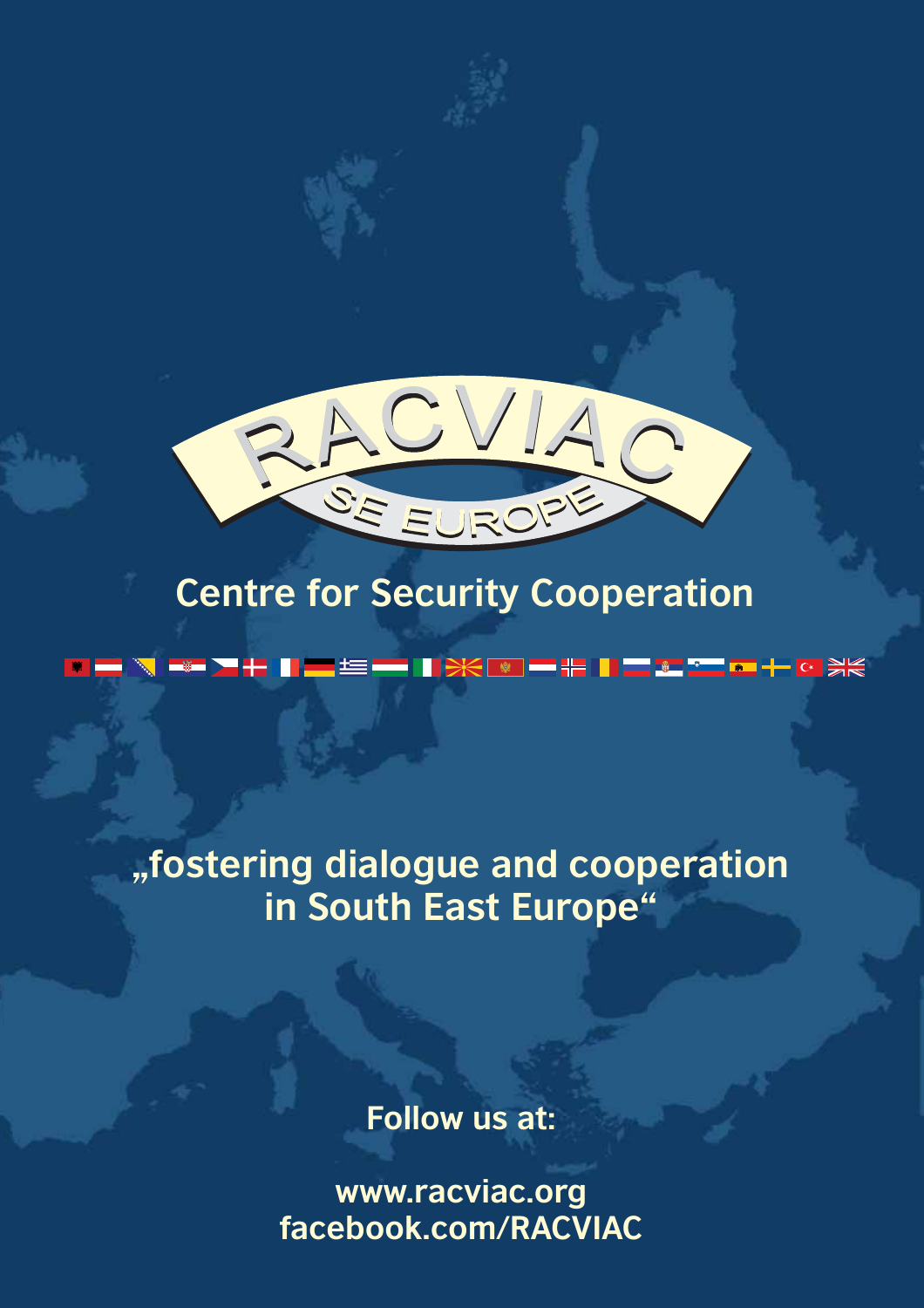RACVIAC

SE EUROPE

## Centre for Security Cooperation

## „fostering dialogue and cooperation in South East Europe“

**Follow us at:**

**www.racviac.org**
**facebook.com/RACVIAC**